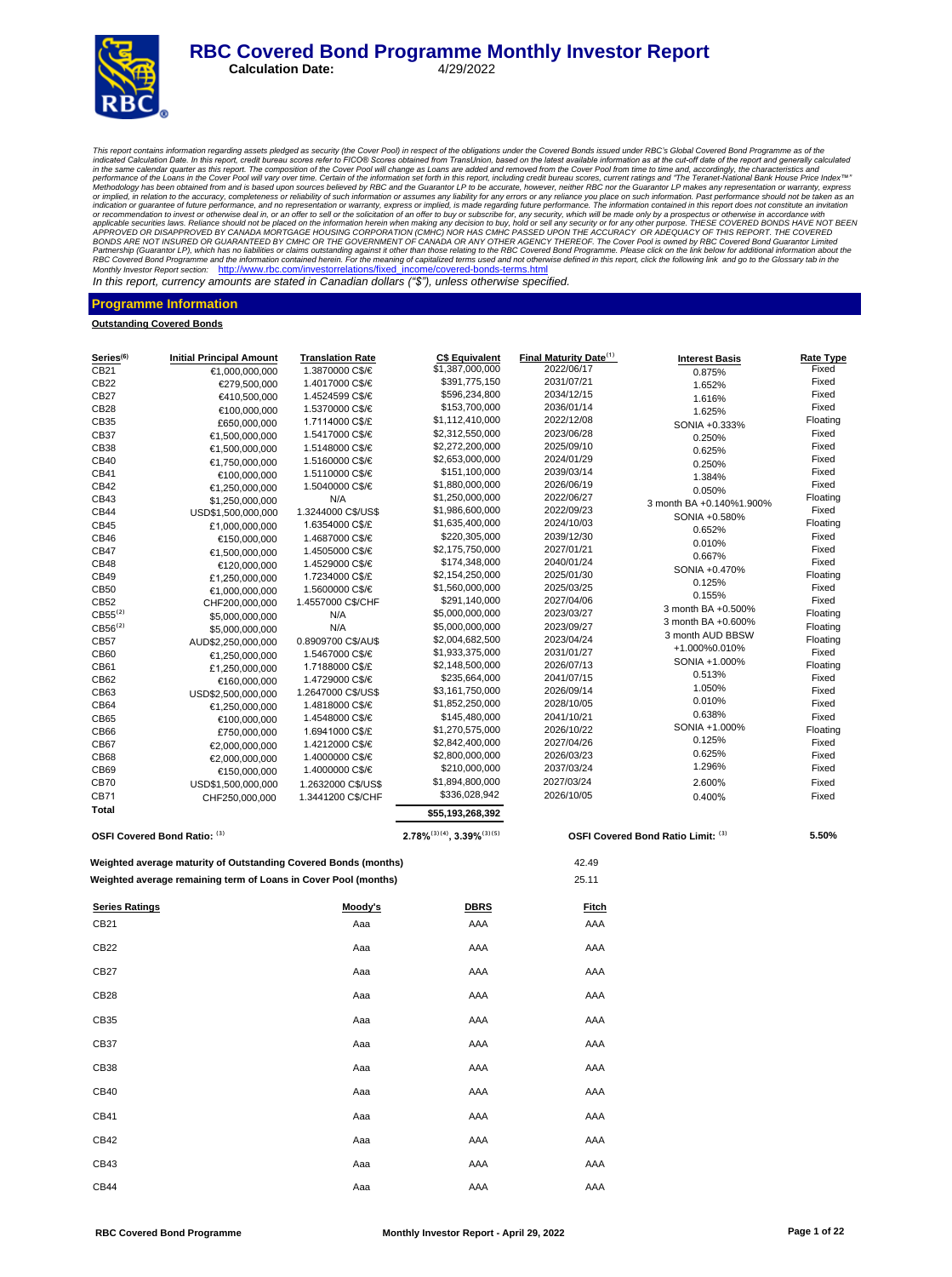# RBC Covered Bond Programme Monthly Investor Report

**Calculation Date:** 4/29/2022

*This report contains information regarding assets pledged as security (the Cover Pool) in respect of the obligations under the Covered Bonds issued under RBC's Global Covered Bond Programme as of the indicated Calculation Date. In this report, credit bureau scores refer to FICO® Scores obtained from TransUnion, based on the latest available information as at the cut-off date of the report and generally calculated in the same calendar quarter as this report. The composition of the Cover Pool will change as Loans are added and removed from the Cover Pool from time to time and, accordingly, the characteristics and performance of the Loans in the Cover Pool will vary over time. Certain of the information set forth in this report, including credit bureau scores, current ratings and "The Teranet-National Bank House Price Index™" Methodology has been obtained from and is based upon sources believed by RBC and the Guarantor LP to be accurate, however, neither RBC nor the Guarantor LP makes any representation or warranty, express or implied, in relation to the accuracy, completeness or reliability of such information or assumes any liability for any errors or any reliance you place on such information. Past performance should not be taken as an indication or guarantee of future performance, and no representation or warranty, express or implied, is made regarding future performance. The information contained in this report does not constitute an invitation or recommendation to invest or otherwise deal in, or an offer to sell or the solicitation of an offer to buy or subscribe for, any security, which will be made only by a prospectus or otherwise in accordance with applicable securities laws. Reliance should not be placed on the information herein when making any decision to buy, hold or sell any security or for any other purpose. THESE COVERED BONDS HAVE NOT BEEN APPROVED OR DISAPPROVED BY CANADA MORTGAGE HOUSING CORPORATION (CMHC) NOR HAS CMHC PASSED UPON THE ACCURACY OR ADEQUACY OF THIS REPORT. THE COVERED BONDS ARE NOT INSURED OR GUARANTEED BY CMHC OR THE GOVERNMENT OF CANADA OR ANY OTHER AGENCY THEREOF. The Cover Pool is owned by RBC Covered Bond Guarantor Limited Partnership (Guarantor LP), which has no liabilities or claims outstanding against it other than those relating to the RBC Covered Bond Programme. Please click on the link below for additional information about the RBC Covered Bond Programme and the information contained herein. For the meaning of capitalized terms used and not otherwise defined in this report, click the following link and go to the Glossary tab in the Monthly Investor Report section:* http://www.rbc.com/investorrelations/fixed_income/covered-bonds-terms.html

*In this report, currency amounts are stated in Canadian dollars ("$"), unless otherwise specified.*

## Programme Information

**Outstanding Covered Bonds**

| Series[6] | Initial Principal Amount | Translation Rate | C$ Equivalent | Final Maturity Date[1] | Interest Basis | Rate Type |
|---|---|---|---|---|---|---|
| CB21 | €1,000,000,000 | 1.3870000 C$/€ | $1,387,000,000 | 2022/06/17 | 0.875% | Fixed |
| CB22 | €279,500,000 | 1.4017000 C$/€ | $391,775,150 | 2031/07/21 | 1.652% | Fixed |
| CB27 | €410,500,000 | 1.4524599 C$/€ | $596,234,800 | 2034/12/15 | 1.616% | Fixed |
| CB28 | €100,000,000 | 1.5370000 C$/€ | $153,700,000 | 2036/01/14 | 1.625% | Fixed |
| CB35 | £650,000,000 | 1.7114000 C$/£ | $1,112,410,000 | 2022/12/08 | SONIA +0.333% | Floating |
| CB37 | €1,500,000,000 | 1.5417000 C$/€ | $2,312,550,000 | 2023/06/28 | 0.250% | Fixed |
| CB38 | €1,500,000,000 | 1.5148000 C$/€ | $2,272,200,000 | 2025/09/10 | 0.625% | Fixed |
| CB40 | €1,750,000,000 | 1.5160000 C$/€ | $2,653,000,000 | 2024/01/29 | 0.250% | Fixed |
| CB41 | €100,000,000 | 1.5110000 C$/€ | $151,100,000 | 2039/03/14 | 1.384% | Fixed |
| CB42 | €1,250,000,000 | 1.5040000 C$/€ | $1,880,000,000 | 2026/06/19 | 0.050% | Fixed |
| CB43 | $1,250,000,000 | N/A | $1,250,000,000 | 2022/06/27 | 3 month BA +0.140% | Floating |
| CB44 | USD$1,500,000,000 | 1.3244000 C$/US$ | $1,986,600,000 | 2022/09/23 | 1.900% | Fixed |
| CB45 | £1,000,000,000 | 1.6354000 C$/£ | $1,635,400,000 | 2024/10/03 | SONIA +0.580% | Floating |
| CB46 | €150,000,000 | 1.4687000 C$/€ | $220,305,000 | 2039/12/30 | 0.652% | Fixed |
| CB47 | €1,500,000,000 | 1.4505000 C$/€ | $2,175,750,000 | 2027/01/21 | 0.010% | Fixed |
| CB48 | €120,000,000 | 1.4529000 C$/€ | $174,348,000 | 2040/01/24 | 0.667% | Fixed |
| CB49 | £1,250,000,000 | 1.7234000 C$/£ | $2,154,250,000 | 2025/01/30 | SONIA +0.470% | Floating |
| CB50 | €1,000,000,000 | 1.5600000 C$/€ | $1,560,000,000 | 2025/03/25 | 0.125% | Fixed |
| CB52 | CHF200,000,000 | 1.4557000 C$/CHF | $291,140,000 | 2027/04/06 | 0.155% | Fixed |
| CB55[2] | $5,000,000,000 | N/A | $5,000,000,000 | 2023/03/27 | 3 month BA +0.500% | Floating |
| CB56[2] | $5,000,000,000 | N/A | $5,000,000,000 | 2023/09/27 | 3 month BA +0.600% | Floating |
| CB57 | AUD$2,250,000,000 | 0.8909700 C$/AU$ | $2,004,682,500 | 2023/04/24 | 3 month AUD BBSW +1.000% | Floating |
| CB60 | €1,250,000,000 | 1.5467000 C$/€ | $1,933,375,000 | 2031/01/27 | 0.010% | Fixed |
| CB61 | £1,250,000,000 | 1.7188000 C$/£ | $2,148,500,000 | 2026/07/13 | SONIA +1.000% | Floating |
| CB62 | €160,000,000 | 1.4729000 C$/€ | $235,664,000 | 2041/07/15 | 0.513% | Fixed |
| CB63 | USD$2,500,000,000 | 1.2647000 C$/US$ | $3,161,750,000 | 2026/09/14 | 1.050% | Fixed |
| CB64 | €1,250,000,000 | 1.4818000 C$/€ | $1,852,250,000 | 2028/10/05 | 0.010% | Fixed |
| CB65 | €100,000,000 | 1.4548000 C$/€ | $145,480,000 | 2041/10/21 | 0.638% | Fixed |
| CB66 | £750,000,000 | 1.6941000 C$/£ | $1,270,575,000 | 2026/10/22 | SONIA +1.000% | Floating |
| CB67 | €2,000,000,000 | 1.4212000 C$/€ | $2,842,400,000 | 2027/04/26 | 0.125% | Fixed |
| CB68 | €2,000,000,000 | 1.4000000 C$/€ | $2,800,000,000 | 2026/03/23 | 0.625% | Fixed |
| CB69 | €150,000,000 | 1.4000000 C$/€ | $210,000,000 | 2037/03/24 | 1.296% | Fixed |
| CB70 | USD$1,500,000,000 | 1.2632000 C$/US$ | $1,894,800,000 | 2027/03/24 | 2.600% | Fixed |
| CB71 | CHF250,000,000 | 1.3441200 C$/CHF | $336,028,942 | 2026/10/05 | 0.400% | Fixed |
| **Total** | | | **$55,193,268,392** | | | |

| | | | |
|---|---|---|---|
| **OSFI Covered Bond Ratio:** [3] | 2.78%[3][4], 3.39%[3][5] | **OSFI Covered Bond Ratio Limit:** [3] | **5.50%** |
| **Weighted average maturity of Outstanding Covered Bonds (months)** | 42.49 | | |
| **Weighted average remaining term of Loans in Cover Pool (months)** | 25.11 | | |

| Series Ratings | Moody's | DBRS | Fitch |
|---|---|---|---|
| CB21 | Aaa | AAA | AAA |
| CB22 | Aaa | AAA | AAA |
| CB27 | Aaa | AAA | AAA |
| CB28 | Aaa | AAA | AAA |
| CB35 | Aaa | AAA | AAA |
| CB37 | Aaa | AAA | AAA |
| CB38 | Aaa | AAA | AAA |
| CB40 | Aaa | AAA | AAA |
| CB41 | Aaa | AAA | AAA |
| CB42 | Aaa | AAA | AAA |
| CB43 | Aaa | AAA | AAA |
| CB44 | Aaa | AAA | AAA |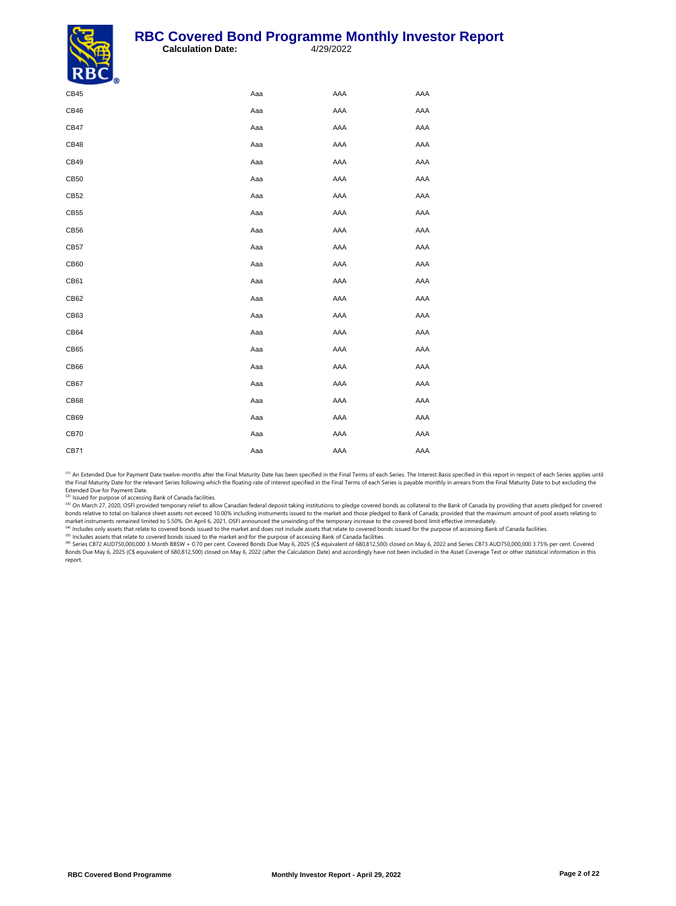| | | | |
|---|---|---|---|
| CB45 | Aaa | AAA | AAA |
| CB46 | Aaa | AAA | AAA |
| CB47 | Aaa | AAA | AAA |
| CB48 | Aaa | AAA | AAA |
| CB49 | Aaa | AAA | AAA |
| CB50 | Aaa | AAA | AAA |
| CB52 | Aaa | AAA | AAA |
| CB55 | Aaa | AAA | AAA |
| CB56 | Aaa | AAA | AAA |
| CB57 | Aaa | AAA | AAA |
| CB60 | Aaa | AAA | AAA |
| CB61 | Aaa | AAA | AAA |
| CB62 | Aaa | AAA | AAA |
| CB63 | Aaa | AAA | AAA |
| CB64 | Aaa | AAA | AAA |
| CB65 | Aaa | AAA | AAA |
| CB66 | Aaa | AAA | AAA |
| CB67 | Aaa | AAA | AAA |
| CB68 | Aaa | AAA | AAA |
| CB69 | Aaa | AAA | AAA |
| CB70 | Aaa | AAA | AAA |
| CB71 | Aaa | AAA | AAA |

[1] An Extended Due for Payment Date twelve-months after the Final Maturity Date has been specified in the Final Terms of each Series. The Interest Basis specified in this report in respect of each Series applies until the Final Maturity Date for the relevant Series following which the floating rate of interest specified in the Final Terms of each Series is payable monthly in arrears from the Final Maturity Date to but excluding the Extended Due for Payment Date.

[2] Issued for purpose of accessing Bank of Canada facilities.

[3] On March 27, 2020, OSFI provided temporary relief to allow Canadian federal deposit taking institutions to pledge covered bonds as collateral to the Bank of Canada by providing that assets pledged for covered bonds relative to total on-balance sheet assets not exceed 10.00% including instruments issued to the market and those pledged to Bank of Canada; provided that the maximum amount of pool assets relating to market instruments remained limited to 5.50%. On April 6, 2021, OSFI announced the unwinding of the temporary increase to the covered bond limit effective immediately.

[4] Includes only assets that relate to covered bonds issued to the market and does not include assets that relate to covered bonds issued for the purpose of accessing Bank of Canada facilities.

[5] Includes assets that relate to covered bonds issued to the market and for the purpose of accessing Bank of Canada facilities.

[6] Series CB72 AUD750,000,000 3 Month BBSW + 0.70 per cent. Covered Bonds Due May 6, 2025 (C$ equivalent of 680,812,500) closed on May 6, 2022 and Series CB73 AUD750,000,000 3.75% per cent. Covered Bonds Due May 6, 2025 (C$ equivalent of 680,812,500) closed on May 6, 2022 (after the Calculation Date) and accordingly have not been included in the Asset Coverage Test or other statistical information in this report.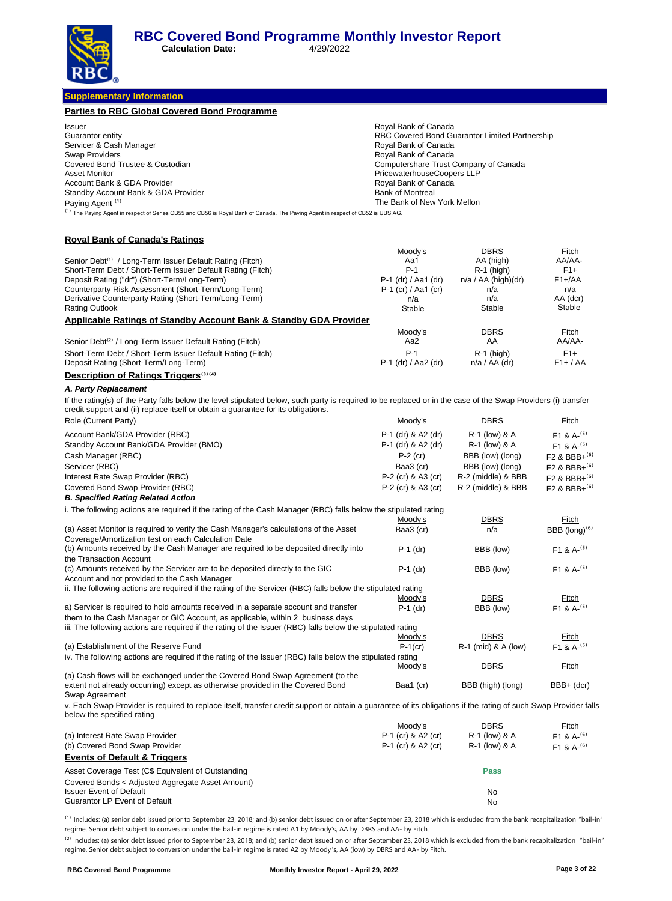# RBC Covered Bond Programme Monthly Investor Report

**Calculation Date:** 4/29/2022

## Supplementary Information

### Parties to RBC Global Covered Bond Programme

| | |
|---|---|
| Issuer | Royal Bank of Canada |
| Guarantor entity | RBC Covered Bond Guarantor Limited Partnership |
| Servicer & Cash Manager | Royal Bank of Canada |
| Swap Providers | Royal Bank of Canada |
| Covered Bond Trustee & Custodian | Computershare Trust Company of Canada |
| Asset Monitor | PricewaterhouseCoopers LLP |
| Account Bank & GDA Provider | Royal Bank of Canada |
| Standby Account Bank & GDA Provider | Bank of Montreal |
| Paying Agent [1] | The Bank of New York Mellon |

[1] The Paying Agent in respect of Series CB55 and CB56 is Royal Bank of Canada. The Paying Agent in respect of CB52 is UBS AG.

### Royal Bank of Canada's Ratings

| | Moody's | DBRS | Fitch |
|---|---|---|---|
| Senior Debt[1] / Long-Term Issuer Default Rating (Fitch) | Aa1 | AA (high) | AA/AA- |
| Short-Term Debt / Short-Term Issuer Default Rating (Fitch) | P-1 | R-1 (high) | F1+ |
| Deposit Rating ("dr") (Short-Term/Long-Term) | P-1 (dr) / Aa1 (dr) | n/a / AA (high)(dr) | F1+/AA |
| Counterparty Risk Assessment (Short-Term/Long-Term) | P-1 (cr) / Aa1 (cr) | n/a | n/a |
| Derivative Counterparty Rating (Short-Term/Long-Term) | n/a | n/a | AA (dcr) |
| Rating Outlook | Stable | Stable | Stable |

### Applicable Ratings of Standby Account Bank & Standby GDA Provider

| | Moody's | DBRS | Fitch |
|---|---|---|---|
| Senior Debt[2] / Long-Term Issuer Default Rating (Fitch) | Aa2 | AA | AA/AA- |
| Short-Term Debt / Short-Term Issuer Default Rating (Fitch) | P-1 | R-1 (high) | F1+ |
| Deposit Rating (Short-Term/Long-Term) | P-1 (dr) / Aa2 (dr) | n/a / AA (dr) | F1+ / AA |

### Description of Ratings Triggers[3][4]

***A. Party Replacement***

If the rating(s) of the Party falls below the level stipulated below, such party is required to be replaced or in the case of the Swap Providers (i) transfer credit support and (ii) replace itself or obtain a guarantee for its obligations.

| Role (Current Party) | Moody's | DBRS | Fitch |
|---|---|---|---|
| Account Bank/GDA Provider (RBC) | P-1 (dr) & A2 (dr) | R-1 (low) & A | F1 & A-[5] |
| Standby Account Bank/GDA Provider (BMO) | P-1 (dr) & A2 (dr) | R-1 (low) & A | F1 & A-[5] |
| Cash Manager (RBC) | P-2 (cr) | BBB (low) (long) | F2 & BBB+[6] |
| Servicer (RBC) | Baa3 (cr) | BBB (low) (long) | F2 & BBB+[6] |
| Interest Rate Swap Provider (RBC) | P-2 (cr) & A3 (cr) | R-2 (middle) & BBB | F2 & BBB+[6] |
| Covered Bond Swap Provider (RBC) | P-2 (cr) & A3 (cr) | R-2 (middle) & BBB | F2 & BBB+[6] |

***B. Specified Rating Related Action***

i. The following actions are required if the rating of the Cash Manager (RBC) falls below the stipulated rating

| | Moody's | DBRS | Fitch |
|---|---|---|---|
| (a) Asset Monitor is required to verify the Cash Manager's calculations of the Asset Coverage/Amortization test on each Calculation Date | Baa3 (cr) | n/a | BBB (long)[6] |
| (b) Amounts received by the Cash Manager are required to be deposited directly into the Transaction Account | P-1 (dr) | BBB (low) | F1 & A-[5] |
| (c) Amounts received by the Servicer are to be deposited directly to the GIC Account and not provided to the Cash Manager | P-1 (dr) | BBB (low) | F1 & A-[5] |

ii. The following actions are required if the rating of the Servicer (RBC) falls below the stipulated rating

| | Moody's | DBRS | Fitch |
|---|---|---|---|
| a) Servicer is required to hold amounts received in a separate account and transfer them to the Cash Manager or GIC Account, as applicable, within 2 business days | P-1 (dr) | BBB (low) | F1 & A-[5] |

iii. The following actions are required if the rating of the Issuer (RBC) falls below the stipulated rating

| | Moody's | DBRS | Fitch |
|---|---|---|---|
| (a) Establishment of the Reserve Fund | P-1(cr) | R-1 (mid) & A (low) | F1 & A-[5] |

iv. The following actions are required if the rating of the Issuer (RBC) falls below the stipulated rating

| | Moody's | DBRS | Fitch |
|---|---|---|---|
| (a) Cash flows will be exchanged under the Covered Bond Swap Agreement (to the extent not already occurring) except as otherwise provided in the Covered Bond Swap Agreement | Baa1 (cr) | BBB (high) (long) | BBB+ (dcr) |

v. Each Swap Provider is required to replace itself, transfer credit support or obtain a guarantee of its obligations if the rating of such Swap Provider falls below the specified rating

| | Moody's | DBRS | Fitch |
|---|---|---|---|
| (a) Interest Rate Swap Provider | P-1 (cr) & A2 (cr) | R-1 (low) & A | F1 & A-[6] |
| (b) Covered Bond Swap Provider | P-1 (cr) & A2 (cr) | R-1 (low) & A | F1 & A-[6] |

### Events of Default & Triggers

| | |
|---|---|
| Asset Coverage Test (C$ Equivalent of Outstanding Covered Bonds < Adjusted Aggregate Asset Amount) | **Pass** |
| Issuer Event of Default | No |
| Guarantor LP Event of Default | No |

[1] Includes: (a) senior debt issued prior to September 23, 2018; and (b) senior debt issued on or after September 23, 2018 which is excluded from the bank recapitalization "bail-in" regime. Senior debt subject to conversion under the bail-in regime is rated A1 by Moody's, AA by DBRS and AA- by Fitch.

[2] Includes: (a) senior debt issued prior to September 23, 2018; and (b) senior debt issued on or after September 23, 2018 which is excluded from the bank recapitalization "bail-in" regime. Senior debt subject to conversion under the bail-in regime is rated A2 by Moody's, AA (low) by DBRS and AA- by Fitch.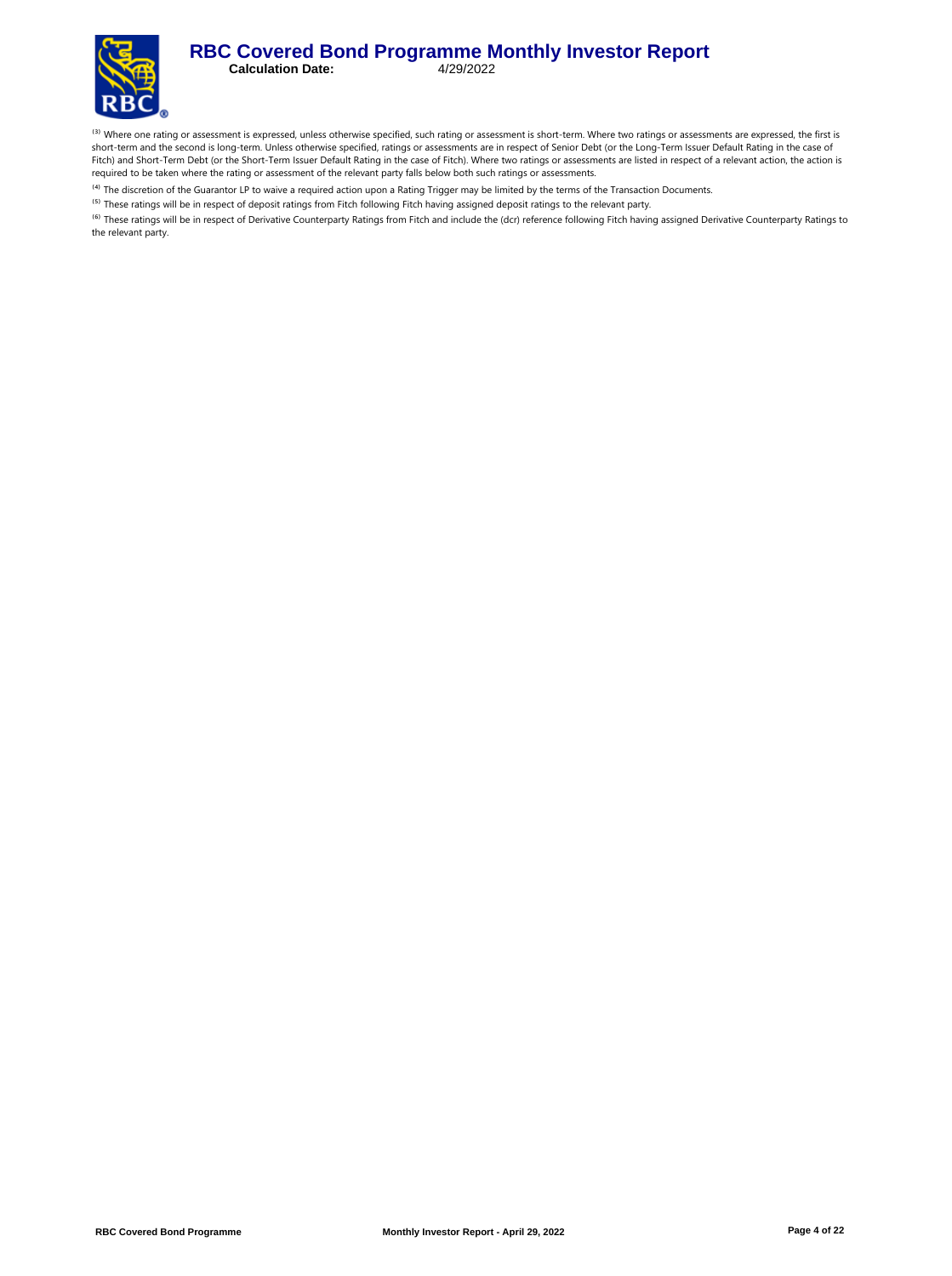(3) Where one rating or assessment is expressed, unless otherwise specified, such rating or assessment is short-term. Where two ratings or assessments are expressed, the first is short-term and the second is long-term. Unless otherwise specified, ratings or assessments are in respect of Senior Debt (or the Long-Term Issuer Default Rating in the case of Fitch) and Short-Term Debt (or the Short-Term Issuer Default Rating in the case of Fitch). Where two ratings or assessments are listed in respect of a relevant action, the action is required to be taken where the rating or assessment of the relevant party falls below both such ratings or assessments.

(4) The discretion of the Guarantor LP to waive a required action upon a Rating Trigger may be limited by the terms of the Transaction Documents.

(5) These ratings will be in respect of deposit ratings from Fitch following Fitch having assigned deposit ratings to the relevant party.

(6) These ratings will be in respect of Derivative Counterparty Ratings from Fitch and include the (dcr) reference following Fitch having assigned Derivative Counterparty Ratings to the relevant party.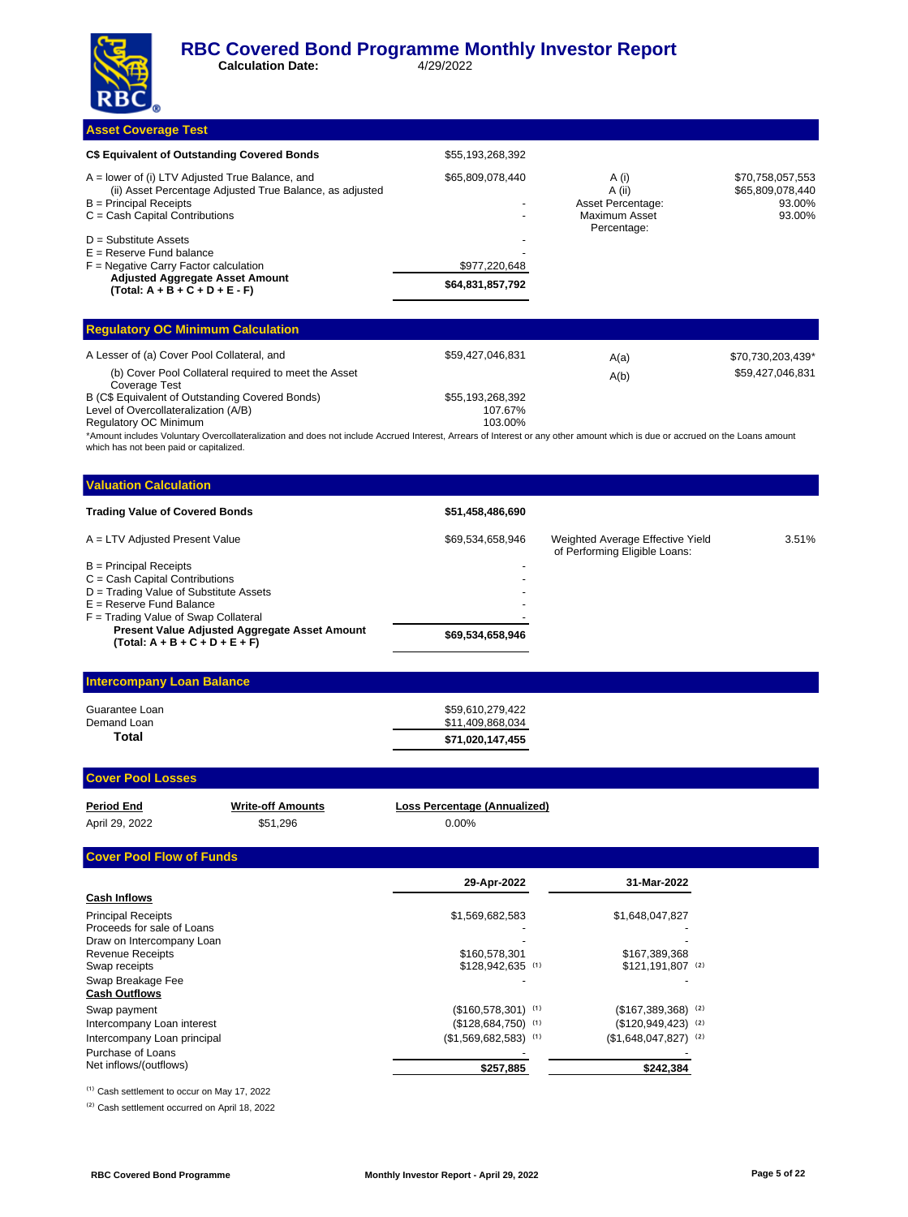# RBC Covered Bond Programme Monthly Investor Report

**Calculation Date:** 4/29/2022

## Asset Coverage Test

| | | | |
|---|---|---|---|
| **C$ Equivalent of Outstanding Covered Bonds** | $55,193,268,392 | | |
| A = lower of (i) LTV Adjusted True Balance, and (ii) Asset Percentage Adjusted True Balance, as adjusted | $65,809,078,440 | A (i) | $70,758,057,553 |
| | | A (ii) | $65,809,078,440 |
| B = Principal Receipts | - | Asset Percentage: | 93.00% |
| C = Cash Capital Contributions | - | Maximum Asset Percentage: | 93.00% |
| D = Substitute Assets | - | | |
| E = Reserve Fund balance | - | | |
| F = Negative Carry Factor calculation | $977,220,648 | | |
| **Adjusted Aggregate Asset Amount (Total: A + B + C + D + E - F)** | **$64,831,857,792** | | |

## Regulatory OC Minimum Calculation

| | | | |
|---|---|---|---|
| A Lesser of (a) Cover Pool Collateral, and | $59,427,046,831 | A(a) | $70,730,203,439* |
| (b) Cover Pool Collateral required to meet the Asset Coverage Test | | A(b) | $59,427,046,831 |
| B (C$ Equivalent of Outstanding Covered Bonds) | $55,193,268,392 | | |
| Level of Overcollateralization (A/B) | 107.67% | | |
| Regulatory OC Minimum | 103.00% | | |

*Amount includes Voluntary Overcollateralization and does not include Accrued Interest, Arrears of Interest or any other amount which is due or accrued on the Loans amount which has not been paid or capitalized.

## Valuation Calculation

| | | | |
|---|---|---|---|
| **Trading Value of Covered Bonds** | **$51,458,486,690** | | |
| A = LTV Adjusted Present Value | $69,534,658,946 | Weighted Average Effective Yield of Performing Eligible Loans: | 3.51% |
| B = Principal Receipts | - | | |
| C = Cash Capital Contributions | - | | |
| D = Trading Value of Substitute Assets | - | | |
| E = Reserve Fund Balance | - | | |
| F = Trading Value of Swap Collateral | - | | |
| **Present Value Adjusted Aggregate Asset Amount (Total: A + B + C + D + E + F)** | **$69,534,658,946** | | |

## Intercompany Loan Balance

| | |
|---|---|
| Guarantee Loan | $59,610,279,422 |
| Demand Loan | $11,409,868,034 |
| **Total** | **$71,020,147,455** |

## Cover Pool Losses

| Period End | Write-off Amounts | Loss Percentage (Annualized) |
|---|---|---|
| April 29, 2022 | $51,296 | 0.00% |

## Cover Pool Flow of Funds

| | 29-Apr-2022 | 31-Mar-2022 |
|---|---|---|
| **Cash Inflows** | | |
| Principal Receipts | $1,569,682,583 | $1,648,047,827 |
| Proceeds for sale of Loans | - | - |
| Draw on Intercompany Loan | - | - |
| Revenue Receipts | $160,578,301 | $167,389,368 |
| Swap receipts | $128,942,635 [1] | $121,191,807 [2] |
| Swap Breakage Fee | - | - |
| **Cash Outflows** | | |
| Swap payment | ($160,578,301) [1] | ($167,389,368) [2] |
| Intercompany Loan interest | ($128,684,750) [1] | ($120,949,423) [2] |
| Intercompany Loan principal | ($1,569,682,583) [1] | ($1,648,047,827) [2] |
| Purchase of Loans | - | - |
| Net inflows/(outflows) | **$257,885** | **$242,384** |

[1] Cash settlement to occur on May 17, 2022

[2] Cash settlement occurred on April 18, 2022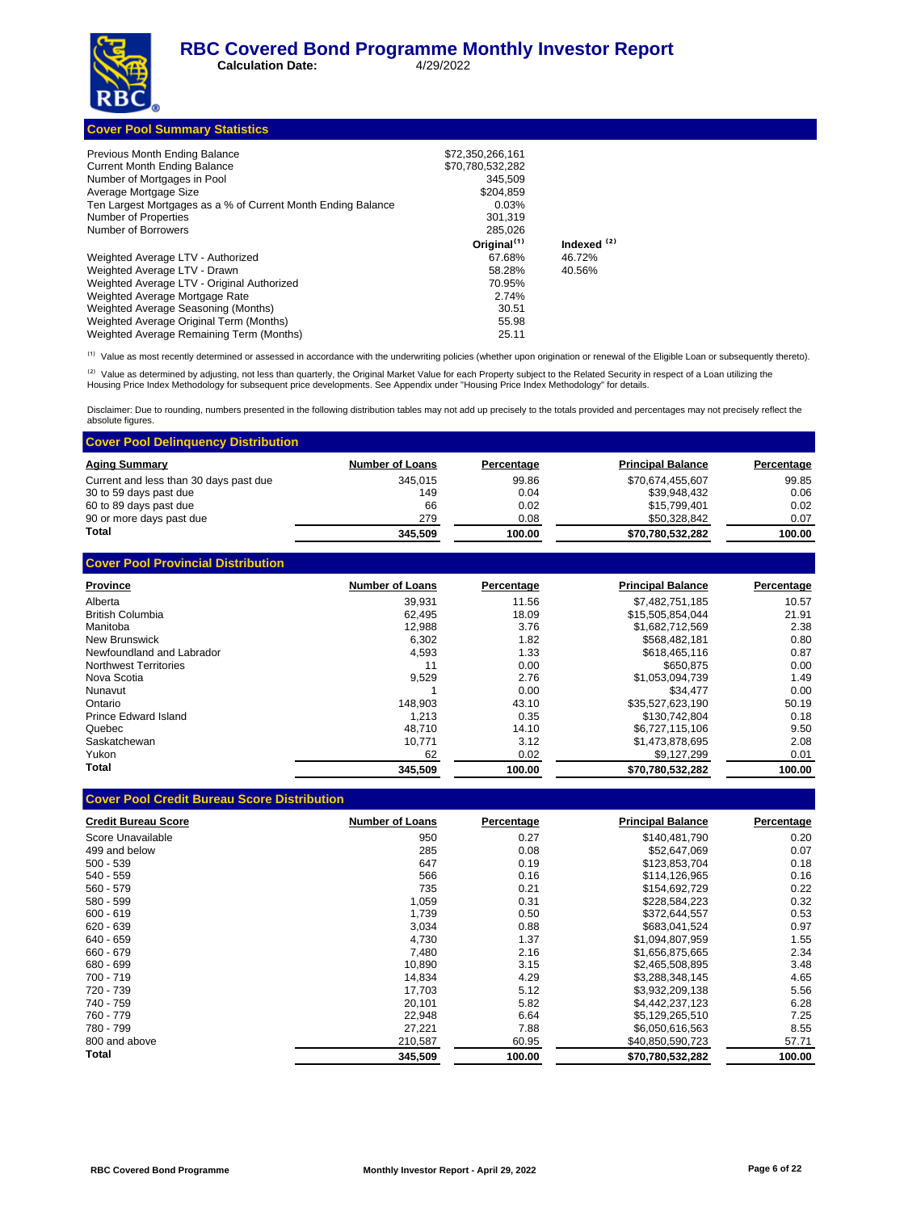# RBC Covered Bond Programme Monthly Investor Report

**Calculation Date:** 4/29/2022

## Cover Pool Summary Statistics

| | Original[(1)] | Indexed [(2)] |
|---|---|---|
| Previous Month Ending Balance | $72,350,266,161 | |
| Current Month Ending Balance | $70,780,532,282 | |
| Number of Mortgages in Pool | 345,509 | |
| Average Mortgage Size | $204,859 | |
| Ten Largest Mortgages as a % of Current Month Ending Balance | 0.03% | |
| Number of Properties | 301,319 | |
| Number of Borrowers | 285,026 | |
| Weighted Average LTV - Authorized | 67.68% | 46.72% |
| Weighted Average LTV - Drawn | 58.28% | 40.56% |
| Weighted Average LTV - Original Authorized | 70.95% | |
| Weighted Average Mortgage Rate | 2.74% | |
| Weighted Average Seasoning (Months) | 30.51 | |
| Weighted Average Original Term (Months) | 55.98 | |
| Weighted Average Remaining Term (Months) | 25.11 | |

[(1)] Value as most recently determined or assessed in accordance with the underwriting policies (whether upon origination or renewal of the Eligible Loan or subsequently thereto).

[(2)] Value as determined by adjusting, not less than quarterly, the Original Market Value for each Property subject to the Related Security in respect of a Loan utilizing the Housing Price Index Methodology for subsequent price developments. See Appendix under "Housing Price Index Methodology" for details.

Disclaimer: Due to rounding, numbers presented in the following distribution tables may not add up precisely to the totals provided and percentages may not precisely reflect the absolute figures.

## Cover Pool Delinquency Distribution

| Aging Summary | Number of Loans | Percentage | Principal Balance | Percentage |
|---|---|---|---|---|
| Current and less than 30 days past due | 345,015 | 99.86 | $70,674,455,607 | 99.85 |
| 30 to 59 days past due | 149 | 0.04 | $39,948,432 | 0.06 |
| 60 to 89 days past due | 66 | 0.02 | $15,799,401 | 0.02 |
| 90 or more days past due | 279 | 0.08 | $50,328,842 | 0.07 |
| **Total** | **345,509** | **100.00** | **$70,780,532,282** | **100.00** |

## Cover Pool Provincial Distribution

| Province | Number of Loans | Percentage | Principal Balance | Percentage |
|---|---|---|---|---|
| Alberta | 39,931 | 11.56 | $7,482,751,185 | 10.57 |
| British Columbia | 62,495 | 18.09 | $15,505,854,044 | 21.91 |
| Manitoba | 12,988 | 3.76 | $1,682,712,569 | 2.38 |
| New Brunswick | 6,302 | 1.82 | $568,482,181 | 0.80 |
| Newfoundland and Labrador | 4,593 | 1.33 | $618,465,116 | 0.87 |
| Northwest Territories | 11 | 0.00 | $650,875 | 0.00 |
| Nova Scotia | 9,529 | 2.76 | $1,053,094,739 | 1.49 |
| Nunavut | 1 | 0.00 | $34,477 | 0.00 |
| Ontario | 148,903 | 43.10 | $35,527,623,190 | 50.19 |
| Prince Edward Island | 1,213 | 0.35 | $130,742,804 | 0.18 |
| Quebec | 48,710 | 14.10 | $6,727,115,106 | 9.50 |
| Saskatchewan | 10,771 | 3.12 | $1,473,878,695 | 2.08 |
| Yukon | 62 | 0.02 | $9,127,299 | 0.01 |
| **Total** | **345,509** | **100.00** | **$70,780,532,282** | **100.00** |

## Cover Pool Credit Bureau Score Distribution

| Credit Bureau Score | Number of Loans | Percentage | Principal Balance | Percentage |
|---|---|---|---|---|
| Score Unavailable | 950 | 0.27 | $140,481,790 | 0.20 |
| 499 and below | 285 | 0.08 | $52,647,069 | 0.07 |
| 500 - 539 | 647 | 0.19 | $123,853,704 | 0.18 |
| 540 - 559 | 566 | 0.16 | $114,126,965 | 0.16 |
| 560 - 579 | 735 | 0.21 | $154,692,729 | 0.22 |
| 580 - 599 | 1,059 | 0.31 | $228,584,223 | 0.32 |
| 600 - 619 | 1,739 | 0.50 | $372,644,557 | 0.53 |
| 620 - 639 | 3,034 | 0.88 | $683,041,524 | 0.97 |
| 640 - 659 | 4,730 | 1.37 | $1,094,807,959 | 1.55 |
| 660 - 679 | 7,480 | 2.16 | $1,656,875,665 | 2.34 |
| 680 - 699 | 10,890 | 3.15 | $2,465,508,895 | 3.48 |
| 700 - 719 | 14,834 | 4.29 | $3,288,348,145 | 4.65 |
| 720 - 739 | 17,703 | 5.12 | $3,932,209,138 | 5.56 |
| 740 - 759 | 20,101 | 5.82 | $4,442,237,123 | 6.28 |
| 760 - 779 | 22,948 | 6.64 | $5,129,265,510 | 7.25 |
| 780 - 799 | 27,221 | 7.88 | $6,050,616,563 | 8.55 |
| 800 and above | 210,587 | 60.95 | $40,850,590,723 | 57.71 |
| **Total** | **345,509** | **100.00** | **$70,780,532,282** | **100.00** |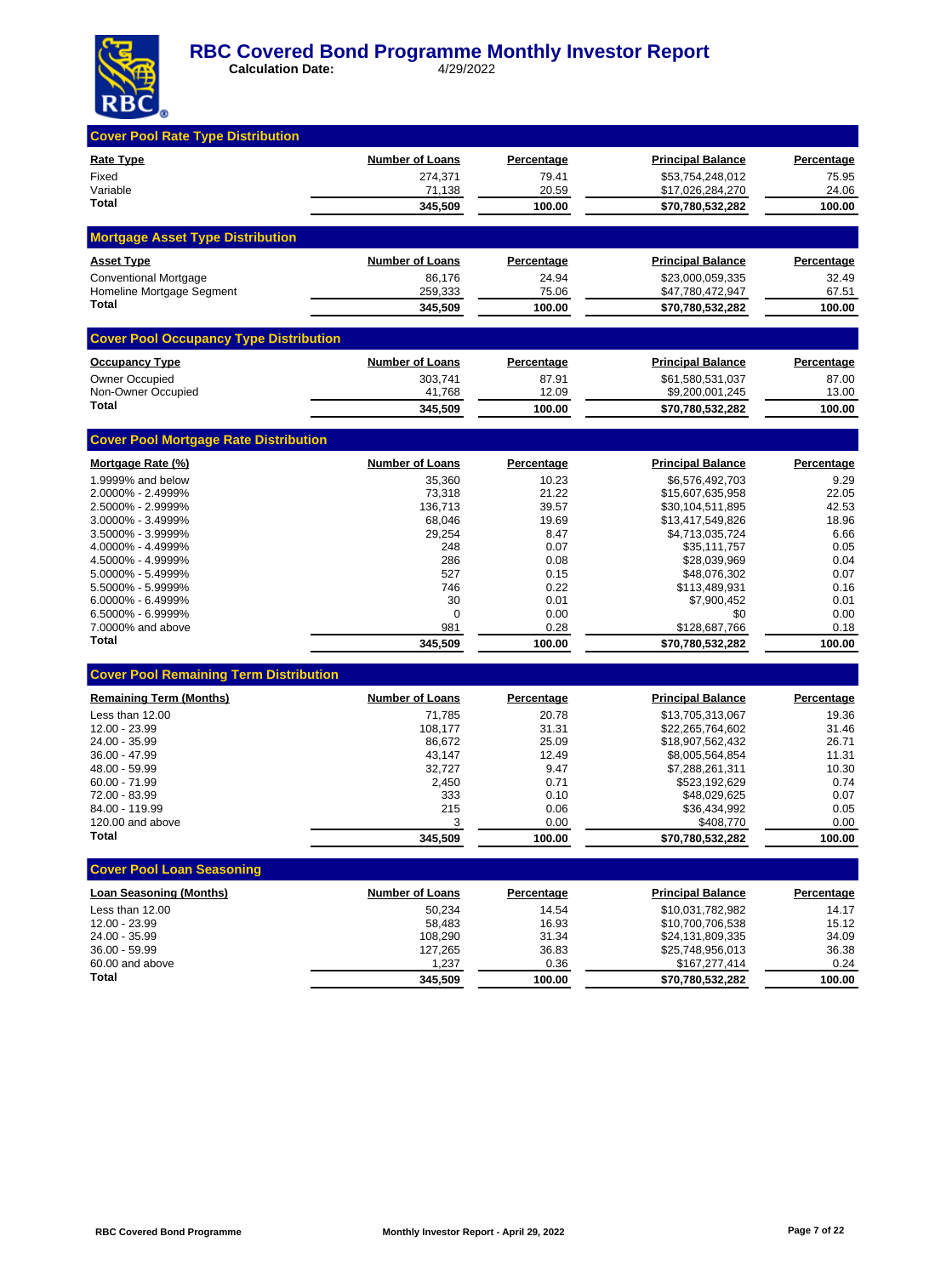# RBC Covered Bond Programme Monthly Investor Report

**Calculation Date:** 4/29/2022

## Cover Pool Rate Type Distribution

| Rate Type | Number of Loans | Percentage | Principal Balance | Percentage |
|---|---|---|---|---|
| Fixed | 274,371 | 79.41 | $53,754,248,012 | 75.95 |
| Variable | 71,138 | 20.59 | $17,026,284,270 | 24.06 |
| **Total** | **345,509** | **100.00** | **$70,780,532,282** | **100.00** |

## Mortgage Asset Type Distribution

| Asset Type | Number of Loans | Percentage | Principal Balance | Percentage |
|---|---|---|---|---|
| Conventional Mortgage | 86,176 | 24.94 | $23,000,059,335 | 32.49 |
| Homeline Mortgage Segment | 259,333 | 75.06 | $47,780,472,947 | 67.51 |
| **Total** | **345,509** | **100.00** | **$70,780,532,282** | **100.00** |

## Cover Pool Occupancy Type Distribution

| Occupancy Type | Number of Loans | Percentage | Principal Balance | Percentage |
|---|---|---|---|---|
| Owner Occupied | 303,741 | 87.91 | $61,580,531,037 | 87.00 |
| Non-Owner Occupied | 41,768 | 12.09 | $9,200,001,245 | 13.00 |
| **Total** | **345,509** | **100.00** | **$70,780,532,282** | **100.00** |

## Cover Pool Mortgage Rate Distribution

| Mortgage Rate (%) | Number of Loans | Percentage | Principal Balance | Percentage |
|---|---|---|---|---|
| 1.9999% and below | 35,360 | 10.23 | $6,576,492,703 | 9.29 |
| 2.0000% - 2.4999% | 73,318 | 21.22 | $15,607,635,958 | 22.05 |
| 2.5000% - 2.9999% | 136,713 | 39.57 | $30,104,511,895 | 42.53 |
| 3.0000% - 3.4999% | 68,046 | 19.69 | $13,417,549,826 | 18.96 |
| 3.5000% - 3.9999% | 29,254 | 8.47 | $4,713,035,724 | 6.66 |
| 4.0000% - 4.4999% | 248 | 0.07 | $35,111,757 | 0.05 |
| 4.5000% - 4.9999% | 286 | 0.08 | $28,039,969 | 0.04 |
| 5.0000% - 5.4999% | 527 | 0.15 | $48,076,302 | 0.07 |
| 5.5000% - 5.9999% | 746 | 0.22 | $113,489,931 | 0.16 |
| 6.0000% - 6.4999% | 30 | 0.01 | $7,900,452 | 0.01 |
| 6.5000% - 6.9999% | 0 | 0.00 | $0 | 0.00 |
| 7.0000% and above | 981 | 0.28 | $128,687,766 | 0.18 |
| **Total** | **345,509** | **100.00** | **$70,780,532,282** | **100.00** |

## Cover Pool Remaining Term Distribution

| Remaining Term (Months) | Number of Loans | Percentage | Principal Balance | Percentage |
|---|---|---|---|---|
| Less than 12.00 | 71,785 | 20.78 | $13,705,313,067 | 19.36 |
| 12.00 - 23.99 | 108,177 | 31.31 | $22,265,764,602 | 31.46 |
| 24.00 - 35.99 | 86,672 | 25.09 | $18,907,562,432 | 26.71 |
| 36.00 - 47.99 | 43,147 | 12.49 | $8,005,564,854 | 11.31 |
| 48.00 - 59.99 | 32,727 | 9.47 | $7,288,261,311 | 10.30 |
| 60.00 - 71.99 | 2,450 | 0.71 | $523,192,629 | 0.74 |
| 72.00 - 83.99 | 333 | 0.10 | $48,029,625 | 0.07 |
| 84.00 - 119.99 | 215 | 0.06 | $36,434,992 | 0.05 |
| 120.00 and above | 3 | 0.00 | $408,770 | 0.00 |
| **Total** | **345,509** | **100.00** | **$70,780,532,282** | **100.00** |

## Cover Pool Loan Seasoning

| Loan Seasoning (Months) | Number of Loans | Percentage | Principal Balance | Percentage |
|---|---|---|---|---|
| Less than 12.00 | 50,234 | 14.54 | $10,031,782,982 | 14.17 |
| 12.00 - 23.99 | 58,483 | 16.93 | $10,700,706,538 | 15.12 |
| 24.00 - 35.99 | 108,290 | 31.34 | $24,131,809,335 | 34.09 |
| 36.00 - 59.99 | 127,265 | 36.83 | $25,748,956,013 | 36.38 |
| 60.00 and above | 1,237 | 0.36 | $167,277,414 | 0.24 |
| **Total** | **345,509** | **100.00** | **$70,780,532,282** | **100.00** |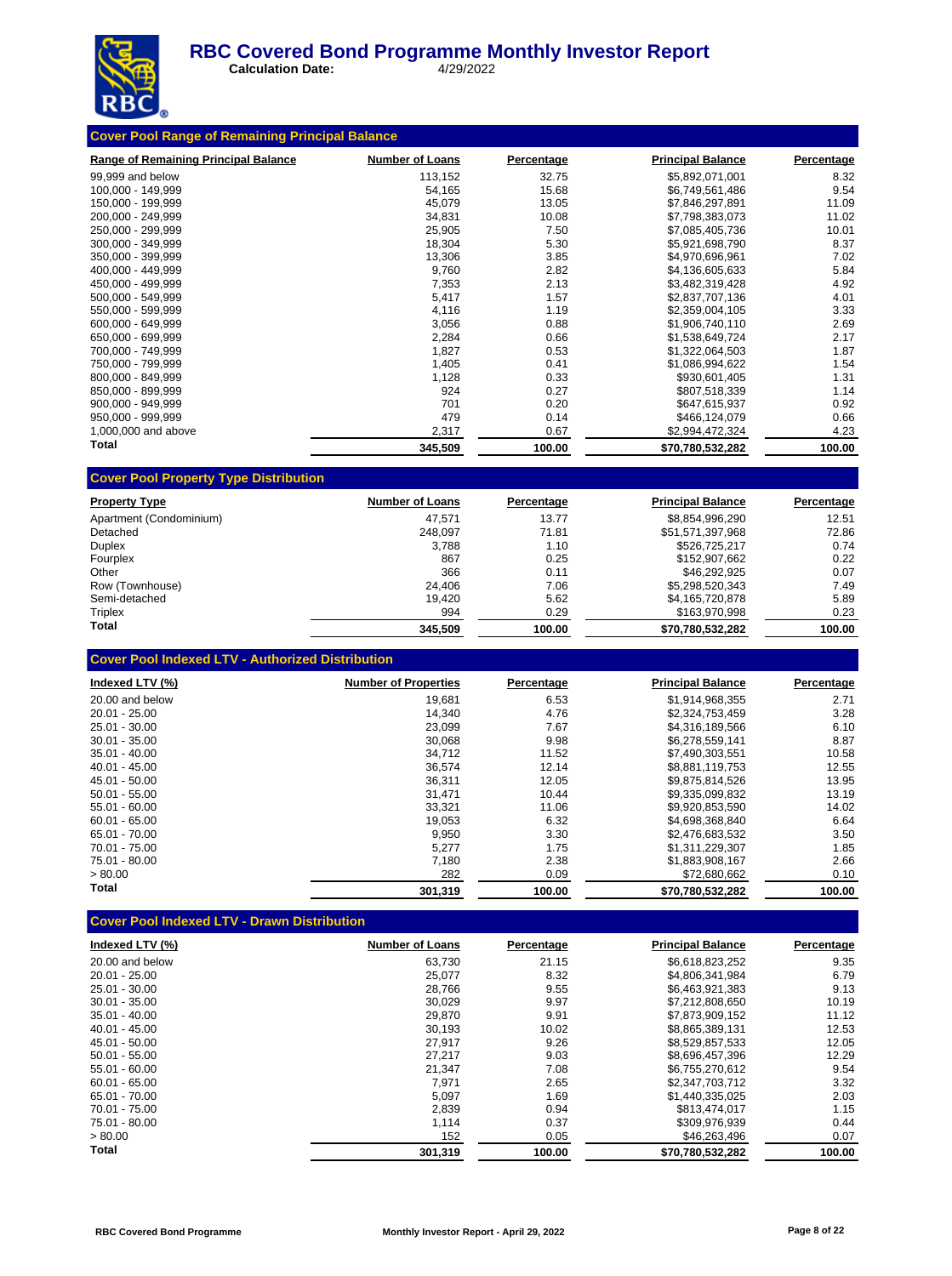# RBC Covered Bond Programme Monthly Investor Report

**Calculation Date:** 4/29/2022

## Cover Pool Range of Remaining Principal Balance

| Range of Remaining Principal Balance | Number of Loans | Percentage | Principal Balance | Percentage |
|---|---|---|---|---|
| 99,999 and below | 113,152 | 32.75 | $5,892,071,001 | 8.32 |
| 100,000 - 149,999 | 54,165 | 15.68 | $6,749,561,486 | 9.54 |
| 150,000 - 199,999 | 45,079 | 13.05 | $7,846,297,891 | 11.09 |
| 200,000 - 249,999 | 34,831 | 10.08 | $7,798,383,073 | 11.02 |
| 250,000 - 299,999 | 25,905 | 7.50 | $7,085,405,736 | 10.01 |
| 300,000 - 349,999 | 18,304 | 5.30 | $5,921,698,790 | 8.37 |
| 350,000 - 399,999 | 13,306 | 3.85 | $4,970,696,961 | 7.02 |
| 400,000 - 449,999 | 9,760 | 2.82 | $4,136,605,633 | 5.84 |
| 450,000 - 499,999 | 7,353 | 2.13 | $3,482,319,428 | 4.92 |
| 500,000 - 549,999 | 5,417 | 1.57 | $2,837,707,136 | 4.01 |
| 550,000 - 599,999 | 4,116 | 1.19 | $2,359,004,105 | 3.33 |
| 600,000 - 649,999 | 3,056 | 0.88 | $1,906,740,110 | 2.69 |
| 650,000 - 699,999 | 2,284 | 0.66 | $1,538,649,724 | 2.17 |
| 700,000 - 749,999 | 1,827 | 0.53 | $1,322,064,503 | 1.87 |
| 750,000 - 799,999 | 1,405 | 0.41 | $1,086,994,622 | 1.54 |
| 800,000 - 849,999 | 1,128 | 0.33 | $930,601,405 | 1.31 |
| 850,000 - 899,999 | 924 | 0.27 | $807,518,339 | 1.14 |
| 900,000 - 949,999 | 701 | 0.20 | $647,615,937 | 0.92 |
| 950,000 - 999,999 | 479 | 0.14 | $466,124,079 | 0.66 |
| 1,000,000 and above | 2,317 | 0.67 | $2,994,472,324 | 4.23 |
| **Total** | **345,509** | **100.00** | **$70,780,532,282** | **100.00** |

## Cover Pool Property Type Distribution

| Property Type | Number of Loans | Percentage | Principal Balance | Percentage |
|---|---|---|---|---|
| Apartment (Condominium) | 47,571 | 13.77 | $8,854,996,290 | 12.51 |
| Detached | 248,097 | 71.81 | $51,571,397,968 | 72.86 |
| Duplex | 3,788 | 1.10 | $526,725,217 | 0.74 |
| Fourplex | 867 | 0.25 | $152,907,662 | 0.22 |
| Other | 366 | 0.11 | $46,292,925 | 0.07 |
| Row (Townhouse) | 24,406 | 7.06 | $5,298,520,343 | 7.49 |
| Semi-detached | 19,420 | 5.62 | $4,165,720,878 | 5.89 |
| Triplex | 994 | 0.29 | $163,970,998 | 0.23 |
| **Total** | **345,509** | **100.00** | **$70,780,532,282** | **100.00** |

## Cover Pool Indexed LTV - Authorized Distribution

| Indexed LTV (%) | Number of Properties | Percentage | Principal Balance | Percentage |
|---|---|---|---|---|
| 20.00 and below | 19,681 | 6.53 | $1,914,968,355 | 2.71 |
| 20.01 - 25.00 | 14,340 | 4.76 | $2,324,753,459 | 3.28 |
| 25.01 - 30.00 | 23,099 | 7.67 | $4,316,189,566 | 6.10 |
| 30.01 - 35.00 | 30,068 | 9.98 | $6,278,559,141 | 8.87 |
| 35.01 - 40.00 | 34,712 | 11.52 | $7,490,303,551 | 10.58 |
| 40.01 - 45.00 | 36,574 | 12.14 | $8,881,119,753 | 12.55 |
| 45.01 - 50.00 | 36,311 | 12.05 | $9,875,814,526 | 13.95 |
| 50.01 - 55.00 | 31,471 | 10.44 | $9,335,099,832 | 13.19 |
| 55.01 - 60.00 | 33,321 | 11.06 | $9,920,853,590 | 14.02 |
| 60.01 - 65.00 | 19,053 | 6.32 | $4,698,368,840 | 6.64 |
| 65.01 - 70.00 | 9,950 | 3.30 | $2,476,683,532 | 3.50 |
| 70.01 - 75.00 | 5,277 | 1.75 | $1,311,229,307 | 1.85 |
| 75.01 - 80.00 | 7,180 | 2.38 | $1,883,908,167 | 2.66 |
| > 80.00 | 282 | 0.09 | $72,680,662 | 0.10 |
| **Total** | **301,319** | **100.00** | **$70,780,532,282** | **100.00** |

## Cover Pool Indexed LTV - Drawn Distribution

| Indexed LTV (%) | Number of Loans | Percentage | Principal Balance | Percentage |
|---|---|---|---|---|
| 20.00 and below | 63,730 | 21.15 | $6,618,823,252 | 9.35 |
| 20.01 - 25.00 | 25,077 | 8.32 | $4,806,341,984 | 6.79 |
| 25.01 - 30.00 | 28,766 | 9.55 | $6,463,921,383 | 9.13 |
| 30.01 - 35.00 | 30,029 | 9.97 | $7,212,808,650 | 10.19 |
| 35.01 - 40.00 | 29,870 | 9.91 | $7,873,909,152 | 11.12 |
| 40.01 - 45.00 | 30,193 | 10.02 | $8,865,389,131 | 12.53 |
| 45.01 - 50.00 | 27,917 | 9.26 | $8,529,857,533 | 12.05 |
| 50.01 - 55.00 | 27,217 | 9.03 | $8,696,457,396 | 12.29 |
| 55.01 - 60.00 | 21,347 | 7.08 | $6,755,270,612 | 9.54 |
| 60.01 - 65.00 | 7,971 | 2.65 | $2,347,703,712 | 3.32 |
| 65.01 - 70.00 | 5,097 | 1.69 | $1,440,335,025 | 2.03 |
| 70.01 - 75.00 | 2,839 | 0.94 | $813,474,017 | 1.15 |
| 75.01 - 80.00 | 1,114 | 0.37 | $309,976,939 | 0.44 |
| > 80.00 | 152 | 0.05 | $46,263,496 | 0.07 |
| **Total** | **301,319** | **100.00** | **$70,780,532,282** | **100.00** |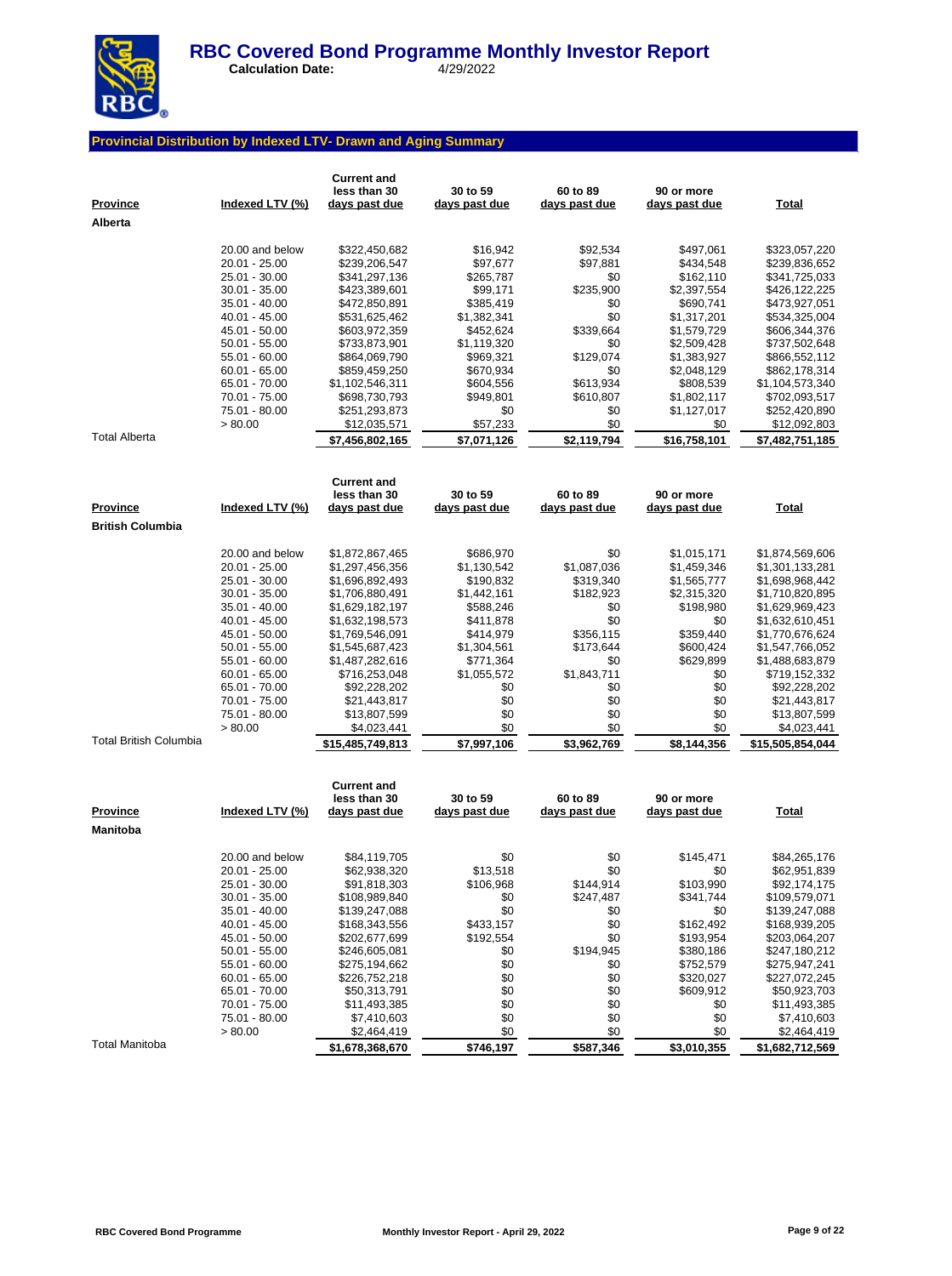# RBC Covered Bond Programme Monthly Investor Report

**Calculation Date:** 4/29/2022

## Provincial Distribution by Indexed LTV- Drawn and Aging Summary

| Province | Indexed LTV (%) | Current and less than 30 days past due | 30 to 59 days past due | 60 to 89 days past due | 90 or more days past due | Total |
|---|---|---|---|---|---|---|
| **Alberta** | | | | | | |
| | 20.00 and below | $322,450,682 | $16,942 | $92,534 | $497,061 | $323,057,220 |
| | 20.01 - 25.00 | $239,206,547 | $97,677 | $97,881 | $434,548 | $239,836,652 |
| | 25.01 - 30.00 | $341,297,136 | $265,787 | $0 | $162,110 | $341,725,033 |
| | 30.01 - 35.00 | $423,389,601 | $99,171 | $235,900 | $2,397,554 | $426,122,225 |
| | 35.01 - 40.00 | $472,850,891 | $385,419 | $0 | $690,741 | $473,927,051 |
| | 40.01 - 45.00 | $531,625,462 | $1,382,341 | $0 | $1,317,201 | $534,325,004 |
| | 45.01 - 50.00 | $603,972,359 | $452,624 | $339,664 | $1,579,729 | $606,344,376 |
| | 50.01 - 55.00 | $733,873,901 | $1,119,320 | $0 | $2,509,428 | $737,502,648 |
| | 55.01 - 60.00 | $864,069,790 | $969,321 | $129,074 | $1,383,927 | $866,552,112 |
| | 60.01 - 65.00 | $859,459,250 | $670,934 | $0 | $2,048,129 | $862,178,314 |
| | 65.01 - 70.00 | $1,102,546,311 | $604,556 | $613,934 | $808,539 | $1,104,573,340 |
| | 70.01 - 75.00 | $698,730,793 | $949,801 | $610,807 | $1,802,117 | $702,093,517 |
| | 75.01 - 80.00 | $251,293,873 | $0 | $0 | $1,127,017 | $252,420,890 |
| | > 80.00 | $12,035,571 | $57,233 | $0 | $0 | $12,092,803 |
| Total Alberta | | $7,456,802,165 | $7,071,126 | $2,119,794 | $16,758,101 | $7,482,751,185 |

| Province | Indexed LTV (%) | Current and less than 30 days past due | 30 to 59 days past due | 60 to 89 days past due | 90 or more days past due | Total |
|---|---|---|---|---|---|---|
| **British Columbia** | | | | | | |
| | 20.00 and below | $1,872,867,465 | $686,970 | $0 | $1,015,171 | $1,874,569,606 |
| | 20.01 - 25.00 | $1,297,456,356 | $1,130,542 | $1,087,036 | $1,459,346 | $1,301,133,281 |
| | 25.01 - 30.00 | $1,696,892,493 | $190,832 | $319,340 | $1,565,777 | $1,698,968,442 |
| | 30.01 - 35.00 | $1,706,880,491 | $1,442,161 | $182,923 | $2,315,320 | $1,710,820,895 |
| | 35.01 - 40.00 | $1,629,182,197 | $588,246 | $0 | $198,980 | $1,629,969,423 |
| | 40.01 - 45.00 | $1,632,198,573 | $411,878 | $0 | $0 | $1,632,610,451 |
| | 45.01 - 50.00 | $1,769,546,091 | $414,979 | $356,115 | $359,440 | $1,770,676,624 |
| | 50.01 - 55.00 | $1,545,687,423 | $1,304,561 | $173,644 | $600,424 | $1,547,766,052 |
| | 55.01 - 60.00 | $1,487,282,616 | $771,364 | $0 | $629,899 | $1,488,683,879 |
| | 60.01 - 65.00 | $716,253,048 | $1,055,572 | $1,843,711 | $0 | $719,152,332 |
| | 65.01 - 70.00 | $92,228,202 | $0 | $0 | $0 | $92,228,202 |
| | 70.01 - 75.00 | $21,443,817 | $0 | $0 | $0 | $21,443,817 |
| | 75.01 - 80.00 | $13,807,599 | $0 | $0 | $0 | $13,807,599 |
| | > 80.00 | $4,023,441 | $0 | $0 | $0 | $4,023,441 |
| Total British Columbia | | $15,485,749,813 | $7,997,106 | $3,962,769 | $8,144,356 | $15,505,854,044 |

| Province | Indexed LTV (%) | Current and less than 30 days past due | 30 to 59 days past due | 60 to 89 days past due | 90 or more days past due | Total |
|---|---|---|---|---|---|---|
| **Manitoba** | | | | | | |
| | 20.00 and below | $84,119,705 | $0 | $0 | $145,471 | $84,265,176 |
| | 20.01 - 25.00 | $62,938,320 | $13,518 | $0 | $0 | $62,951,839 |
| | 25.01 - 30.00 | $91,818,303 | $106,968 | $144,914 | $103,990 | $92,174,175 |
| | 30.01 - 35.00 | $108,989,840 | $0 | $247,487 | $341,744 | $109,579,071 |
| | 35.01 - 40.00 | $139,247,088 | $0 | $0 | $0 | $139,247,088 |
| | 40.01 - 45.00 | $168,343,556 | $433,157 | $0 | $162,492 | $168,939,205 |
| | 45.01 - 50.00 | $202,677,699 | $192,554 | $0 | $193,954 | $203,064,207 |
| | 50.01 - 55.00 | $246,605,081 | $0 | $194,945 | $380,186 | $247,180,212 |
| | 55.01 - 60.00 | $275,194,662 | $0 | $0 | $752,579 | $275,947,241 |
| | 60.01 - 65.00 | $226,752,218 | $0 | $0 | $320,027 | $227,072,245 |
| | 65.01 - 70.00 | $50,313,791 | $0 | $0 | $609,912 | $50,923,703 |
| | 70.01 - 75.00 | $11,493,385 | $0 | $0 | $0 | $11,493,385 |
| | 75.01 - 80.00 | $7,410,603 | $0 | $0 | $0 | $7,410,603 |
| | > 80.00 | $2,464,419 | $0 | $0 | $0 | $2,464,419 |
| Total Manitoba | | $1,678,368,670 | $746,197 | $587,346 | $3,010,355 | $1,682,712,569 |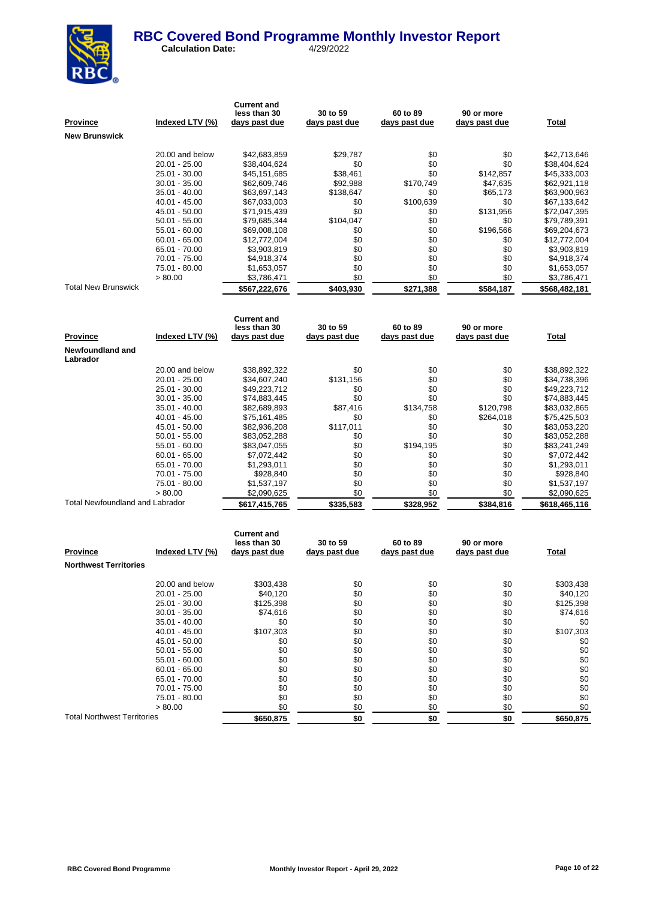# RBC Covered Bond Programme Monthly Investor Report

**Calculation Date:** 4/29/2022

| Province | Indexed LTV (%) | Current and less than 30 days past due | 30 to 59 days past due | 60 to 89 days past due | 90 or more days past due | Total |
|---|---|---|---|---|---|---|
| **New Brunswick** | | | | | | |
| | 20.00 and below | $42,683,859 | $29,787 | $0 | $0 | $42,713,646 |
| | 20.01 - 25.00 | $38,404,624 | $0 | $0 | $0 | $38,404,624 |
| | 25.01 - 30.00 | $45,151,685 | $38,461 | $0 | $142,857 | $45,333,003 |
| | 30.01 - 35.00 | $62,609,746 | $92,988 | $170,749 | $47,635 | $62,921,118 |
| | 35.01 - 40.00 | $63,697,143 | $138,647 | $0 | $65,173 | $63,900,963 |
| | 40.01 - 45.00 | $67,033,003 | $0 | $100,639 | $0 | $67,133,642 |
| | 45.01 - 50.00 | $71,915,439 | $0 | $0 | $131,956 | $72,047,395 |
| | 50.01 - 55.00 | $79,685,344 | $104,047 | $0 | $0 | $79,789,391 |
| | 55.01 - 60.00 | $69,008,108 | $0 | $0 | $196,566 | $69,204,673 |
| | 60.01 - 65.00 | $12,772,004 | $0 | $0 | $0 | $12,772,004 |
| | 65.01 - 70.00 | $3,903,819 | $0 | $0 | $0 | $3,903,819 |
| | 70.01 - 75.00 | $4,918,374 | $0 | $0 | $0 | $4,918,374 |
| | 75.01 - 80.00 | $1,653,057 | $0 | $0 | $0 | $1,653,057 |
| | > 80.00 | $3,786,471 | $0 | $0 | $0 | $3,786,471 |
| Total New Brunswick | | **$567,222,676** | **$403,930** | **$271,388** | **$584,187** | **$568,482,181** |

| Province | Indexed LTV (%) | Current and less than 30 days past due | 30 to 59 days past due | 60 to 89 days past due | 90 or more days past due | Total |
|---|---|---|---|---|---|---|
| **Newfoundland and Labrador** | | | | | | |
| | 20.00 and below | $38,892,322 | $0 | $0 | $0 | $38,892,322 |
| | 20.01 - 25.00 | $34,607,240 | $131,156 | $0 | $0 | $34,738,396 |
| | 25.01 - 30.00 | $49,223,712 | $0 | $0 | $0 | $49,223,712 |
| | 30.01 - 35.00 | $74,883,445 | $0 | $0 | $0 | $74,883,445 |
| | 35.01 - 40.00 | $82,689,893 | $87,416 | $134,758 | $120,798 | $83,032,865 |
| | 40.01 - 45.00 | $75,161,485 | $0 | $0 | $264,018 | $75,425,503 |
| | 45.01 - 50.00 | $82,936,208 | $117,011 | $0 | $0 | $83,053,220 |
| | 50.01 - 55.00 | $83,052,288 | $0 | $0 | $0 | $83,052,288 |
| | 55.01 - 60.00 | $83,047,055 | $0 | $194,195 | $0 | $83,241,249 |
| | 60.01 - 65.00 | $7,072,442 | $0 | $0 | $0 | $7,072,442 |
| | 65.01 - 70.00 | $1,293,011 | $0 | $0 | $0 | $1,293,011 |
| | 70.01 - 75.00 | $928,840 | $0 | $0 | $0 | $928,840 |
| | 75.01 - 80.00 | $1,537,197 | $0 | $0 | $0 | $1,537,197 |
| | > 80.00 | $2,090,625 | $0 | $0 | $0 | $2,090,625 |
| Total Newfoundland and Labrador | | **$617,415,765** | **$335,583** | **$328,952** | **$384,816** | **$618,465,116** |

| Province | Indexed LTV (%) | Current and less than 30 days past due | 30 to 59 days past due | 60 to 89 days past due | 90 or more days past due | Total |
|---|---|---|---|---|---|---|
| **Northwest Territories** | | | | | | |
| | 20.00 and below | $303,438 | $0 | $0 | $0 | $303,438 |
| | 20.01 - 25.00 | $40,120 | $0 | $0 | $0 | $40,120 |
| | 25.01 - 30.00 | $125,398 | $0 | $0 | $0 | $125,398 |
| | 30.01 - 35.00 | $74,616 | $0 | $0 | $0 | $74,616 |
| | 35.01 - 40.00 | $0 | $0 | $0 | $0 | $0 |
| | 40.01 - 45.00 | $107,303 | $0 | $0 | $0 | $107,303 |
| | 45.01 - 50.00 | $0 | $0 | $0 | $0 | $0 |
| | 50.01 - 55.00 | $0 | $0 | $0 | $0 | $0 |
| | 55.01 - 60.00 | $0 | $0 | $0 | $0 | $0 |
| | 60.01 - 65.00 | $0 | $0 | $0 | $0 | $0 |
| | 65.01 - 70.00 | $0 | $0 | $0 | $0 | $0 |
| | 70.01 - 75.00 | $0 | $0 | $0 | $0 | $0 |
| | 75.01 - 80.00 | $0 | $0 | $0 | $0 | $0 |
| | > 80.00 | $0 | $0 | $0 | $0 | $0 |
| Total Northwest Territories | | **$650,875** | **$0** | **$0** | **$0** | **$650,875** |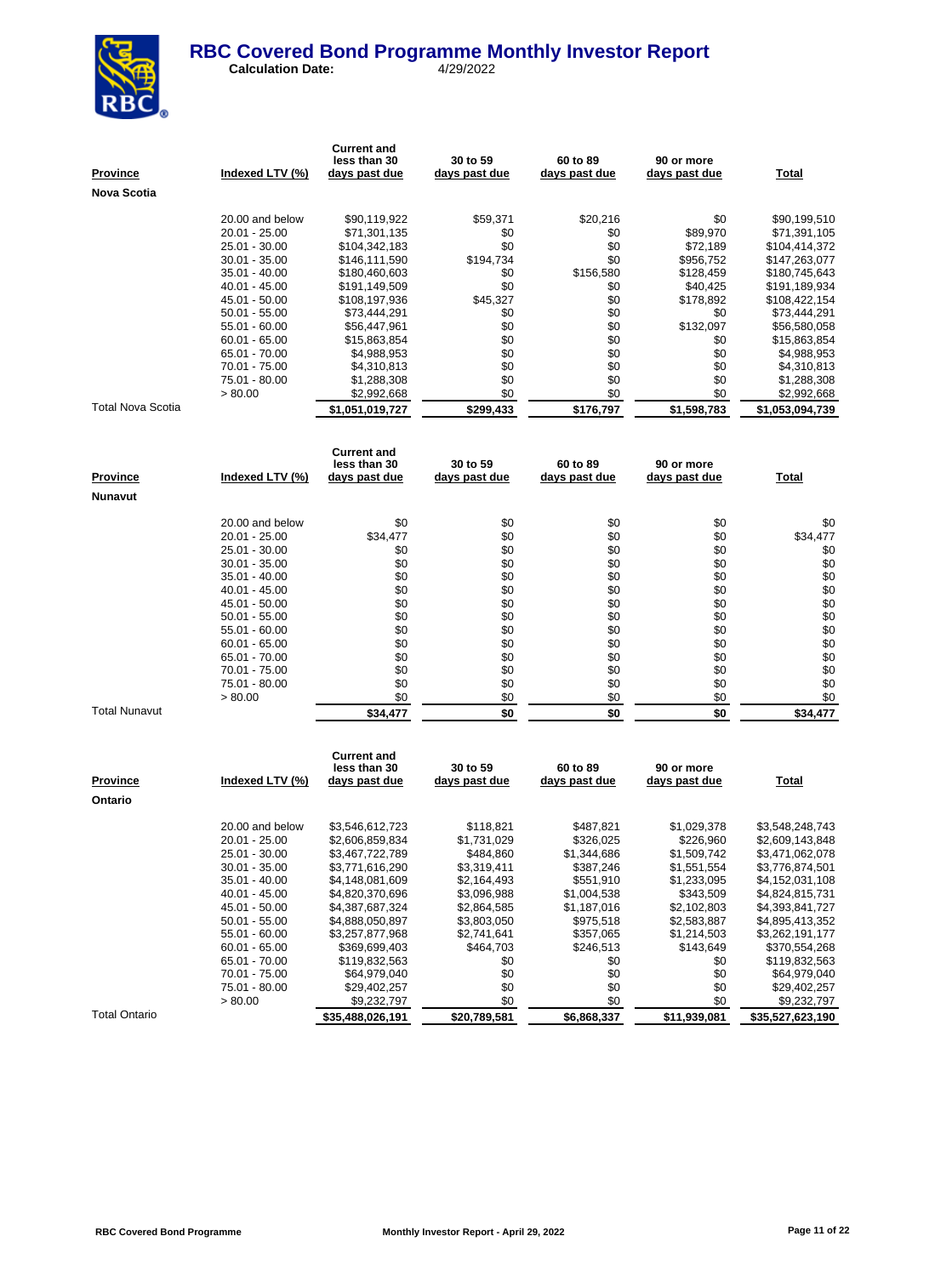# RBC Covered Bond Programme Monthly Investor Report

**Calculation Date:** 4/29/2022

| Province | Indexed LTV (%) | Current and less than 30 days past due | 30 to 59 days past due | 60 to 89 days past due | 90 or more days past due | Total |
|---|---|---|---|---|---|---|
| **Nova Scotia** | | | | | | |
| | 20.00 and below | $90,119,922 | $59,371 | $20,216 | $0 | $90,199,510 |
| | 20.01 - 25.00 | $71,301,135 | $0 | $0 | $89,970 | $71,391,105 |
| | 25.01 - 30.00 | $104,342,183 | $0 | $0 | $72,189 | $104,414,372 |
| | 30.01 - 35.00 | $146,111,590 | $194,734 | $0 | $956,752 | $147,263,077 |
| | 35.01 - 40.00 | $180,460,603 | $0 | $156,580 | $128,459 | $180,745,643 |
| | 40.01 - 45.00 | $191,149,509 | $0 | $0 | $40,425 | $191,189,934 |
| | 45.01 - 50.00 | $108,197,936 | $45,327 | $0 | $178,892 | $108,422,154 |
| | 50.01 - 55.00 | $73,444,291 | $0 | $0 | $0 | $73,444,291 |
| | 55.01 - 60.00 | $56,447,961 | $0 | $0 | $132,097 | $56,580,058 |
| | 60.01 - 65.00 | $15,863,854 | $0 | $0 | $0 | $15,863,854 |
| | 65.01 - 70.00 | $4,988,953 | $0 | $0 | $0 | $4,988,953 |
| | 70.01 - 75.00 | $4,310,813 | $0 | $0 | $0 | $4,310,813 |
| | 75.01 - 80.00 | $1,288,308 | $0 | $0 | $0 | $1,288,308 |
| | > 80.00 | $2,992,668 | $0 | $0 | $0 | $2,992,668 |
| Total Nova Scotia | | **$1,051,019,727** | **$299,433** | **$176,797** | **$1,598,783** | **$1,053,094,739** |

| Province | Indexed LTV (%) | Current and less than 30 days past due | 30 to 59 days past due | 60 to 89 days past due | 90 or more days past due | Total |
|---|---|---|---|---|---|---|
| **Nunavut** | | | | | | |
| | 20.00 and below | $0 | $0 | $0 | $0 | $0 |
| | 20.01 - 25.00 | $34,477 | $0 | $0 | $0 | $34,477 |
| | 25.01 - 30.00 | $0 | $0 | $0 | $0 | $0 |
| | 30.01 - 35.00 | $0 | $0 | $0 | $0 | $0 |
| | 35.01 - 40.00 | $0 | $0 | $0 | $0 | $0 |
| | 40.01 - 45.00 | $0 | $0 | $0 | $0 | $0 |
| | 45.01 - 50.00 | $0 | $0 | $0 | $0 | $0 |
| | 50.01 - 55.00 | $0 | $0 | $0 | $0 | $0 |
| | 55.01 - 60.00 | $0 | $0 | $0 | $0 | $0 |
| | 60.01 - 65.00 | $0 | $0 | $0 | $0 | $0 |
| | 65.01 - 70.00 | $0 | $0 | $0 | $0 | $0 |
| | 70.01 - 75.00 | $0 | $0 | $0 | $0 | $0 |
| | 75.01 - 80.00 | $0 | $0 | $0 | $0 | $0 |
| | > 80.00 | $0 | $0 | $0 | $0 | $0 |
| Total Nunavut | | **$34,477** | **$0** | **$0** | **$0** | **$34,477** |

| Province | Indexed LTV (%) | Current and less than 30 days past due | 30 to 59 days past due | 60 to 89 days past due | 90 or more days past due | Total |
|---|---|---|---|---|---|---|
| **Ontario** | | | | | | |
| | 20.00 and below | $3,546,612,723 | $118,821 | $487,821 | $1,029,378 | $3,548,248,743 |
| | 20.01 - 25.00 | $2,606,859,834 | $1,731,029 | $326,025 | $226,960 | $2,609,143,848 |
| | 25.01 - 30.00 | $3,467,722,789 | $484,860 | $1,344,686 | $1,509,742 | $3,471,062,078 |
| | 30.01 - 35.00 | $3,771,616,290 | $3,319,411 | $387,246 | $1,551,554 | $3,776,874,501 |
| | 35.01 - 40.00 | $4,148,081,609 | $2,164,493 | $551,910 | $1,233,095 | $4,152,031,108 |
| | 40.01 - 45.00 | $4,820,370,696 | $3,096,988 | $1,004,538 | $343,509 | $4,824,815,731 |
| | 45.01 - 50.00 | $4,387,687,324 | $2,864,585 | $1,187,016 | $2,102,803 | $4,393,841,727 |
| | 50.01 - 55.00 | $4,888,050,897 | $3,803,050 | $975,518 | $2,583,887 | $4,895,413,352 |
| | 55.01 - 60.00 | $3,257,877,968 | $2,741,641 | $357,065 | $1,214,503 | $3,262,191,177 |
| | 60.01 - 65.00 | $369,699,403 | $464,703 | $246,513 | $143,649 | $370,554,268 |
| | 65.01 - 70.00 | $119,832,563 | $0 | $0 | $0 | $119,832,563 |
| | 70.01 - 75.00 | $64,979,040 | $0 | $0 | $0 | $64,979,040 |
| | 75.01 - 80.00 | $29,402,257 | $0 | $0 | $0 | $29,402,257 |
| | > 80.00 | $9,232,797 | $0 | $0 | $0 | $9,232,797 |
| Total Ontario | | **$35,488,026,191** | **$20,789,581** | **$6,868,337** | **$11,939,081** | **$35,527,623,190** |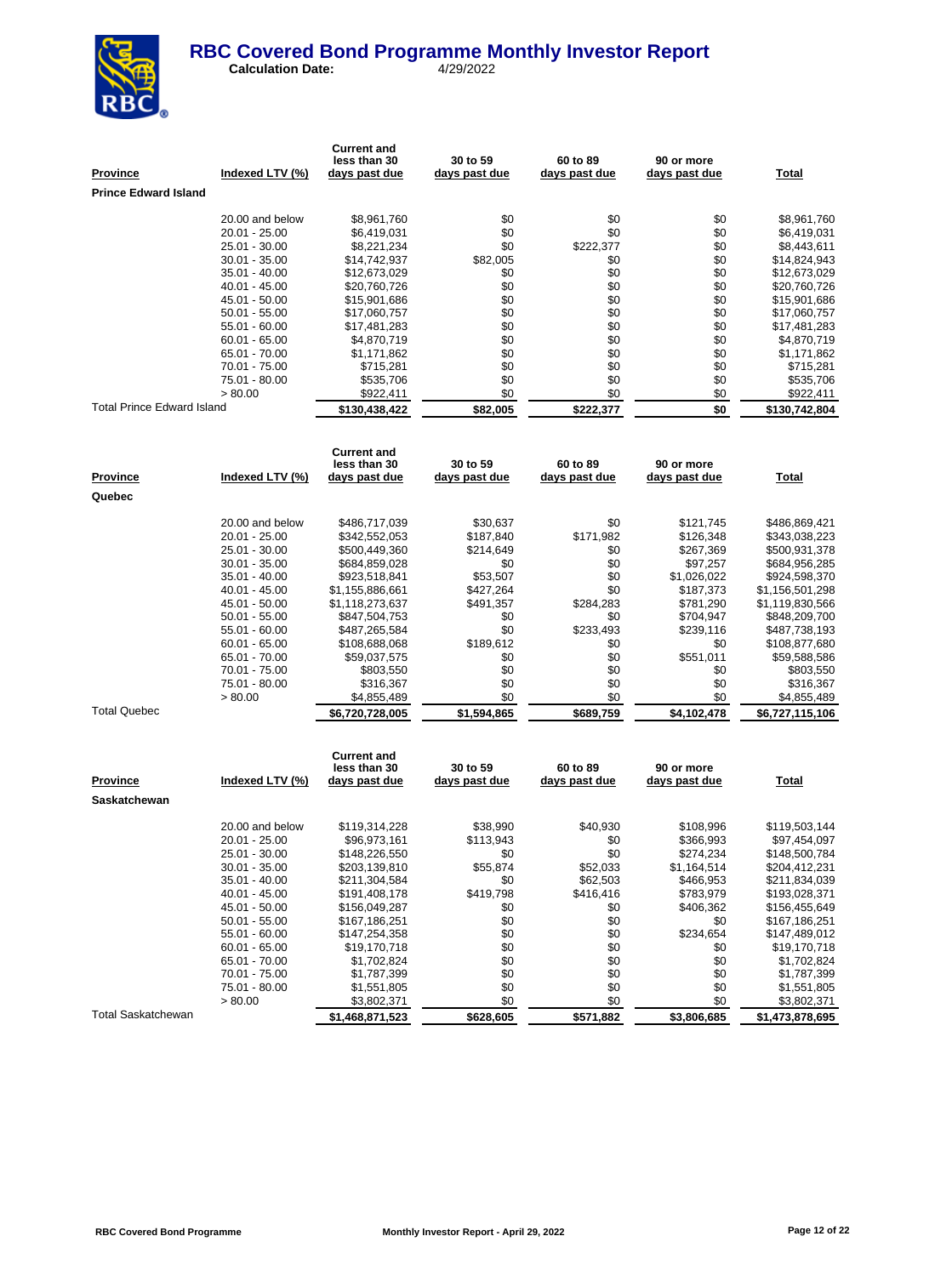# RBC Covered Bond Programme Monthly Investor Report

**Calculation Date:** 4/29/2022

| Province | Indexed LTV (%) | Current and less than 30 days past due | 30 to 59 days past due | 60 to 89 days past due | 90 or more days past due | Total |
|---|---|---|---|---|---|---|
| **Prince Edward Island** | | | | | | |
| | 20.00 and below | $8,961,760 | $0 | $0 | $0 | $8,961,760 |
| | 20.01 - 25.00 | $6,419,031 | $0 | $0 | $0 | $6,419,031 |
| | 25.01 - 30.00 | $8,221,234 | $0 | $222,377 | $0 | $8,443,611 |
| | 30.01 - 35.00 | $14,742,937 | $82,005 | $0 | $0 | $14,824,943 |
| | 35.01 - 40.00 | $12,673,029 | $0 | $0 | $0 | $12,673,029 |
| | 40.01 - 45.00 | $20,760,726 | $0 | $0 | $0 | $20,760,726 |
| | 45.01 - 50.00 | $15,901,686 | $0 | $0 | $0 | $15,901,686 |
| | 50.01 - 55.00 | $17,060,757 | $0 | $0 | $0 | $17,060,757 |
| | 55.01 - 60.00 | $17,481,283 | $0 | $0 | $0 | $17,481,283 |
| | 60.01 - 65.00 | $4,870,719 | $0 | $0 | $0 | $4,870,719 |
| | 65.01 - 70.00 | $1,171,862 | $0 | $0 | $0 | $1,171,862 |
| | 70.01 - 75.00 | $715,281 | $0 | $0 | $0 | $715,281 |
| | 75.01 - 80.00 | $535,706 | $0 | $0 | $0 | $535,706 |
| | > 80.00 | $922,411 | $0 | $0 | $0 | $922,411 |
| Total Prince Edward Island | | $130,438,422 | $82,005 | $222,377 | $0 | $130,742,804 |

| Province | Indexed LTV (%) | Current and less than 30 days past due | 30 to 59 days past due | 60 to 89 days past due | 90 or more days past due | Total |
|---|---|---|---|---|---|---|
| **Quebec** | | | | | | |
| | 20.00 and below | $486,717,039 | $30,637 | $0 | $121,745 | $486,869,421 |
| | 20.01 - 25.00 | $342,552,053 | $187,840 | $171,982 | $126,348 | $343,038,223 |
| | 25.01 - 30.00 | $500,449,360 | $214,649 | $0 | $267,369 | $500,931,378 |
| | 30.01 - 35.00 | $684,859,028 | $0 | $0 | $97,257 | $684,956,285 |
| | 35.01 - 40.00 | $923,518,841 | $53,507 | $0 | $1,026,022 | $924,598,370 |
| | 40.01 - 45.00 | $1,155,886,661 | $427,264 | $0 | $187,373 | $1,156,501,298 |
| | 45.01 - 50.00 | $1,118,273,637 | $491,357 | $284,283 | $781,290 | $1,119,830,566 |
| | 50.01 - 55.00 | $847,504,753 | $0 | $0 | $704,947 | $848,209,700 |
| | 55.01 - 60.00 | $487,265,584 | $0 | $233,493 | $239,116 | $487,738,193 |
| | 60.01 - 65.00 | $108,688,068 | $189,612 | $0 | $0 | $108,877,680 |
| | 65.01 - 70.00 | $59,037,575 | $0 | $0 | $551,011 | $59,588,586 |
| | 70.01 - 75.00 | $803,550 | $0 | $0 | $0 | $803,550 |
| | 75.01 - 80.00 | $316,367 | $0 | $0 | $0 | $316,367 |
| | > 80.00 | $4,855,489 | $0 | $0 | $0 | $4,855,489 |
| Total Quebec | | $6,720,728,005 | $1,594,865 | $689,759 | $4,102,478 | $6,727,115,106 |

| Province | Indexed LTV (%) | Current and less than 30 days past due | 30 to 59 days past due | 60 to 89 days past due | 90 or more days past due | Total |
|---|---|---|---|---|---|---|
| **Saskatchewan** | | | | | | |
| | 20.00 and below | $119,314,228 | $38,990 | $40,930 | $108,996 | $119,503,144 |
| | 20.01 - 25.00 | $96,973,161 | $113,943 | $0 | $366,993 | $97,454,097 |
| | 25.01 - 30.00 | $148,226,550 | $0 | $0 | $274,234 | $148,500,784 |
| | 30.01 - 35.00 | $203,139,810 | $55,874 | $52,033 | $1,164,514 | $204,412,231 |
| | 35.01 - 40.00 | $211,304,584 | $0 | $62,503 | $466,953 | $211,834,039 |
| | 40.01 - 45.00 | $191,408,178 | $419,798 | $416,416 | $783,979 | $193,028,371 |
| | 45.01 - 50.00 | $156,049,287 | $0 | $0 | $406,362 | $156,455,649 |
| | 50.01 - 55.00 | $167,186,251 | $0 | $0 | $0 | $167,186,251 |
| | 55.01 - 60.00 | $147,254,358 | $0 | $0 | $234,654 | $147,489,012 |
| | 60.01 - 65.00 | $19,170,718 | $0 | $0 | $0 | $19,170,718 |
| | 65.01 - 70.00 | $1,702,824 | $0 | $0 | $0 | $1,702,824 |
| | 70.01 - 75.00 | $1,787,399 | $0 | $0 | $0 | $1,787,399 |
| | 75.01 - 80.00 | $1,551,805 | $0 | $0 | $0 | $1,551,805 |
| | > 80.00 | $3,802,371 | $0 | $0 | $0 | $3,802,371 |
| Total Saskatchewan | | $1,468,871,523 | $628,605 | $571,882 | $3,806,685 | $1,473,878,695 |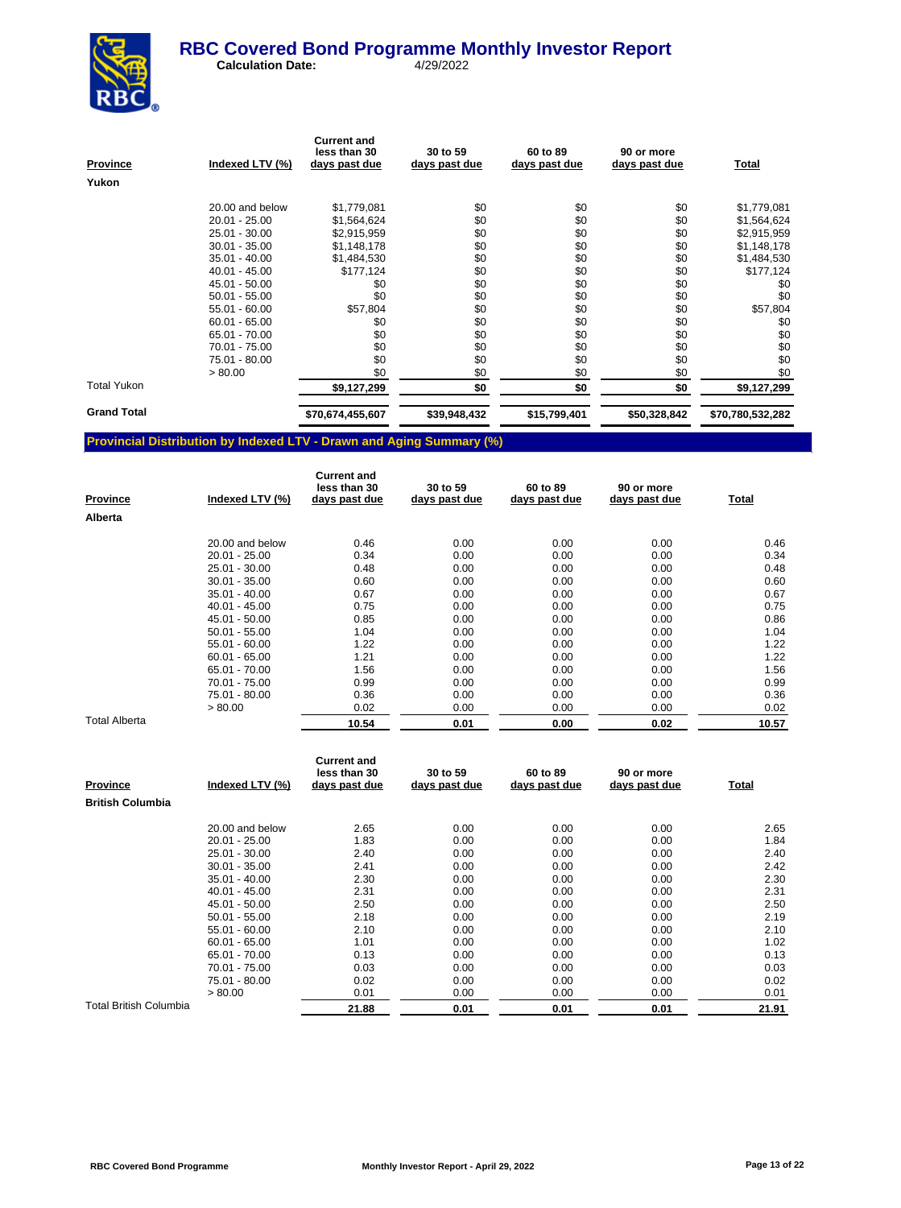| Province | Indexed LTV (%) | Current and less than 30 days past due | 30 to 59 days past due | 60 to 89 days past due | 90 or more days past due | Total |
|---|---|---|---|---|---|---|
| **Yukon** | | | | | | |
| | 20.00 and below | $1,779,081 | $0 | $0 | $0 | $1,779,081 |
| | 20.01 - 25.00 | $1,564,624 | $0 | $0 | $0 | $1,564,624 |
| | 25.01 - 30.00 | $2,915,959 | $0 | $0 | $0 | $2,915,959 |
| | 30.01 - 35.00 | $1,148,178 | $0 | $0 | $0 | $1,148,178 |
| | 35.01 - 40.00 | $1,484,530 | $0 | $0 | $0 | $1,484,530 |
| | 40.01 - 45.00 | $177,124 | $0 | $0 | $0 | $177,124 |
| | 45.01 - 50.00 | $0 | $0 | $0 | $0 | $0 |
| | 50.01 - 55.00 | $0 | $0 | $0 | $0 | $0 |
| | 55.01 - 60.00 | $57,804 | $0 | $0 | $0 | $57,804 |
| | 60.01 - 65.00 | $0 | $0 | $0 | $0 | $0 |
| | 65.01 - 70.00 | $0 | $0 | $0 | $0 | $0 |
| | 70.01 - 75.00 | $0 | $0 | $0 | $0 | $0 |
| | 75.01 - 80.00 | $0 | $0 | $0 | $0 | $0 |
| | > 80.00 | $0 | $0 | $0 | $0 | $0 |
| Total Yukon | | **$9,127,299** | **$0** | **$0** | **$0** | **$9,127,299** |
| **Grand Total** | | **$70,674,455,607** | **$39,948,432** | **$15,799,401** | **$50,328,842** | **$70,780,532,282** |

## Provincial Distribution by Indexed LTV - Drawn and Aging Summary (%)

| Province | Indexed LTV (%) | Current and less than 30 days past due | 30 to 59 days past due | 60 to 89 days past due | 90 or more days past due | Total |
|---|---|---|---|---|---|---|
| **Alberta** | | | | | | |
| | 20.00 and below | 0.46 | 0.00 | 0.00 | 0.00 | 0.46 |
| | 20.01 - 25.00 | 0.34 | 0.00 | 0.00 | 0.00 | 0.34 |
| | 25.01 - 30.00 | 0.48 | 0.00 | 0.00 | 0.00 | 0.48 |
| | 30.01 - 35.00 | 0.60 | 0.00 | 0.00 | 0.00 | 0.60 |
| | 35.01 - 40.00 | 0.67 | 0.00 | 0.00 | 0.00 | 0.67 |
| | 40.01 - 45.00 | 0.75 | 0.00 | 0.00 | 0.00 | 0.75 |
| | 45.01 - 50.00 | 0.85 | 0.00 | 0.00 | 0.00 | 0.86 |
| | 50.01 - 55.00 | 1.04 | 0.00 | 0.00 | 0.00 | 1.04 |
| | 55.01 - 60.00 | 1.22 | 0.00 | 0.00 | 0.00 | 1.22 |
| | 60.01 - 65.00 | 1.21 | 0.00 | 0.00 | 0.00 | 1.22 |
| | 65.01 - 70.00 | 1.56 | 0.00 | 0.00 | 0.00 | 1.56 |
| | 70.01 - 75.00 | 0.99 | 0.00 | 0.00 | 0.00 | 0.99 |
| | 75.01 - 80.00 | 0.36 | 0.00 | 0.00 | 0.00 | 0.36 |
| | > 80.00 | 0.02 | 0.00 | 0.00 | 0.00 | 0.02 |
| Total Alberta | | **10.54** | **0.01** | **0.00** | **0.02** | **10.57** |

| Province | Indexed LTV (%) | Current and less than 30 days past due | 30 to 59 days past due | 60 to 89 days past due | 90 or more days past due | Total |
|---|---|---|---|---|---|---|
| **British Columbia** | | | | | | |
| | 20.00 and below | 2.65 | 0.00 | 0.00 | 0.00 | 2.65 |
| | 20.01 - 25.00 | 1.83 | 0.00 | 0.00 | 0.00 | 1.84 |
| | 25.01 - 30.00 | 2.40 | 0.00 | 0.00 | 0.00 | 2.40 |
| | 30.01 - 35.00 | 2.41 | 0.00 | 0.00 | 0.00 | 2.42 |
| | 35.01 - 40.00 | 2.30 | 0.00 | 0.00 | 0.00 | 2.30 |
| | 40.01 - 45.00 | 2.31 | 0.00 | 0.00 | 0.00 | 2.31 |
| | 45.01 - 50.00 | 2.50 | 0.00 | 0.00 | 0.00 | 2.50 |
| | 50.01 - 55.00 | 2.18 | 0.00 | 0.00 | 0.00 | 2.19 |
| | 55.01 - 60.00 | 2.10 | 0.00 | 0.00 | 0.00 | 2.10 |
| | 60.01 - 65.00 | 1.01 | 0.00 | 0.00 | 0.00 | 1.02 |
| | 65.01 - 70.00 | 0.13 | 0.00 | 0.00 | 0.00 | 0.13 |
| | 70.01 - 75.00 | 0.03 | 0.00 | 0.00 | 0.00 | 0.03 |
| | 75.01 - 80.00 | 0.02 | 0.00 | 0.00 | 0.00 | 0.02 |
| | > 80.00 | 0.01 | 0.00 | 0.00 | 0.00 | 0.01 |
| Total British Columbia | | **21.88** | **0.01** | **0.01** | **0.01** | **21.91** |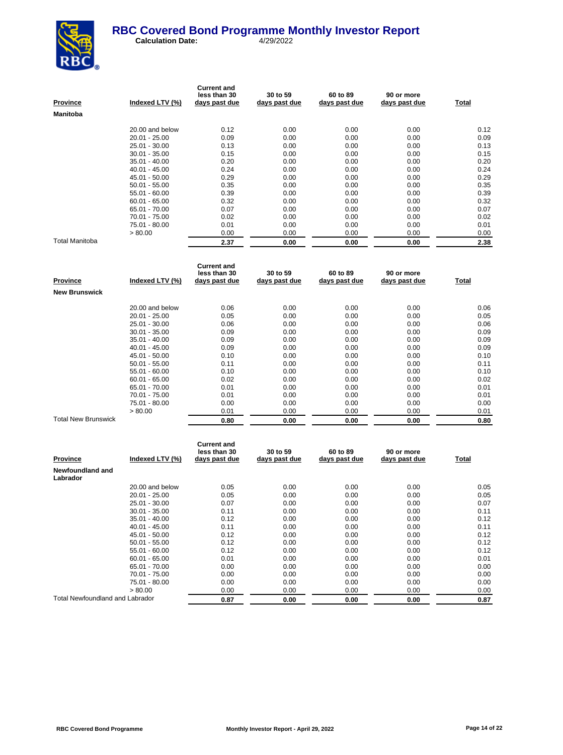# RBC Covered Bond Programme Monthly Investor Report

**Calculation Date:** 4/29/2022

| Province | Indexed LTV (%) | Current and less than 30 days past due | 30 to 59 days past due | 60 to 89 days past due | 90 or more days past due | Total |
|---|---|---|---|---|---|---|
| **Manitoba** | | | | | | |
| | 20.00 and below | 0.12 | 0.00 | 0.00 | 0.00 | 0.12 |
| | 20.01 - 25.00 | 0.09 | 0.00 | 0.00 | 0.00 | 0.09 |
| | 25.01 - 30.00 | 0.13 | 0.00 | 0.00 | 0.00 | 0.13 |
| | 30.01 - 35.00 | 0.15 | 0.00 | 0.00 | 0.00 | 0.15 |
| | 35.01 - 40.00 | 0.20 | 0.00 | 0.00 | 0.00 | 0.20 |
| | 40.01 - 45.00 | 0.24 | 0.00 | 0.00 | 0.00 | 0.24 |
| | 45.01 - 50.00 | 0.29 | 0.00 | 0.00 | 0.00 | 0.29 |
| | 50.01 - 55.00 | 0.35 | 0.00 | 0.00 | 0.00 | 0.35 |
| | 55.01 - 60.00 | 0.39 | 0.00 | 0.00 | 0.00 | 0.39 |
| | 60.01 - 65.00 | 0.32 | 0.00 | 0.00 | 0.00 | 0.32 |
| | 65.01 - 70.00 | 0.07 | 0.00 | 0.00 | 0.00 | 0.07 |
| | 70.01 - 75.00 | 0.02 | 0.00 | 0.00 | 0.00 | 0.02 |
| | 75.01 - 80.00 | 0.01 | 0.00 | 0.00 | 0.00 | 0.01 |
| | > 80.00 | 0.00 | 0.00 | 0.00 | 0.00 | 0.00 |
| Total Manitoba | | **2.37** | **0.00** | **0.00** | **0.00** | **2.38** |

| Province | Indexed LTV (%) | Current and less than 30 days past due | 30 to 59 days past due | 60 to 89 days past due | 90 or more days past due | Total |
|---|---|---|---|---|---|---|
| **New Brunswick** | | | | | | |
| | 20.00 and below | 0.06 | 0.00 | 0.00 | 0.00 | 0.06 |
| | 20.01 - 25.00 | 0.05 | 0.00 | 0.00 | 0.00 | 0.05 |
| | 25.01 - 30.00 | 0.06 | 0.00 | 0.00 | 0.00 | 0.06 |
| | 30.01 - 35.00 | 0.09 | 0.00 | 0.00 | 0.00 | 0.09 |
| | 35.01 - 40.00 | 0.09 | 0.00 | 0.00 | 0.00 | 0.09 |
| | 40.01 - 45.00 | 0.09 | 0.00 | 0.00 | 0.00 | 0.09 |
| | 45.01 - 50.00 | 0.10 | 0.00 | 0.00 | 0.00 | 0.10 |
| | 50.01 - 55.00 | 0.11 | 0.00 | 0.00 | 0.00 | 0.11 |
| | 55.01 - 60.00 | 0.10 | 0.00 | 0.00 | 0.00 | 0.10 |
| | 60.01 - 65.00 | 0.02 | 0.00 | 0.00 | 0.00 | 0.02 |
| | 65.01 - 70.00 | 0.01 | 0.00 | 0.00 | 0.00 | 0.01 |
| | 70.01 - 75.00 | 0.01 | 0.00 | 0.00 | 0.00 | 0.01 |
| | 75.01 - 80.00 | 0.00 | 0.00 | 0.00 | 0.00 | 0.00 |
| | > 80.00 | 0.01 | 0.00 | 0.00 | 0.00 | 0.01 |
| Total New Brunswick | | **0.80** | **0.00** | **0.00** | **0.00** | **0.80** |

| Province | Indexed LTV (%) | Current and less than 30 days past due | 30 to 59 days past due | 60 to 89 days past due | 90 or more days past due | Total |
|---|---|---|---|---|---|---|
| **Newfoundland and Labrador** | | | | | | |
| | 20.00 and below | 0.05 | 0.00 | 0.00 | 0.00 | 0.05 |
| | 20.01 - 25.00 | 0.05 | 0.00 | 0.00 | 0.00 | 0.05 |
| | 25.01 - 30.00 | 0.07 | 0.00 | 0.00 | 0.00 | 0.07 |
| | 30.01 - 35.00 | 0.11 | 0.00 | 0.00 | 0.00 | 0.11 |
| | 35.01 - 40.00 | 0.12 | 0.00 | 0.00 | 0.00 | 0.12 |
| | 40.01 - 45.00 | 0.11 | 0.00 | 0.00 | 0.00 | 0.11 |
| | 45.01 - 50.00 | 0.12 | 0.00 | 0.00 | 0.00 | 0.12 |
| | 50.01 - 55.00 | 0.12 | 0.00 | 0.00 | 0.00 | 0.12 |
| | 55.01 - 60.00 | 0.12 | 0.00 | 0.00 | 0.00 | 0.12 |
| | 60.01 - 65.00 | 0.01 | 0.00 | 0.00 | 0.00 | 0.01 |
| | 65.01 - 70.00 | 0.00 | 0.00 | 0.00 | 0.00 | 0.00 |
| | 70.01 - 75.00 | 0.00 | 0.00 | 0.00 | 0.00 | 0.00 |
| | 75.01 - 80.00 | 0.00 | 0.00 | 0.00 | 0.00 | 0.00 |
| | > 80.00 | 0.00 | 0.00 | 0.00 | 0.00 | 0.00 |
| Total Newfoundland and Labrador | | **0.87** | **0.00** | **0.00** | **0.00** | **0.87** |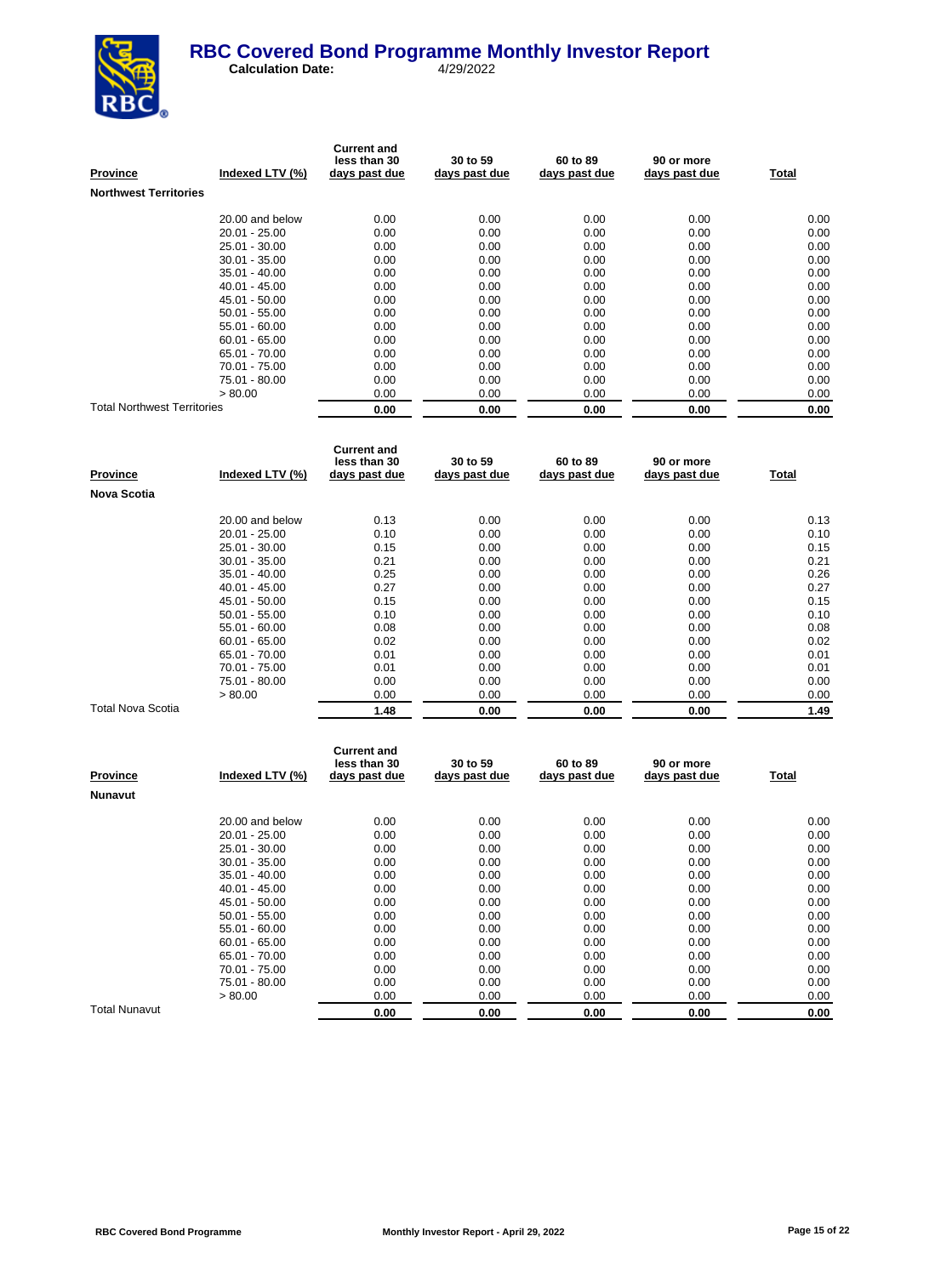# RBC Covered Bond Programme Monthly Investor Report

**Calculation Date:** 4/29/2022

| Province | Indexed LTV (%) | Current and less than 30 days past due | 30 to 59 days past due | 60 to 89 days past due | 90 or more days past due | Total |
|---|---|---|---|---|---|---|
| **Northwest Territories** | | | | | | |
| | 20.00 and below | 0.00 | 0.00 | 0.00 | 0.00 | 0.00 |
| | 20.01 - 25.00 | 0.00 | 0.00 | 0.00 | 0.00 | 0.00 |
| | 25.01 - 30.00 | 0.00 | 0.00 | 0.00 | 0.00 | 0.00 |
| | 30.01 - 35.00 | 0.00 | 0.00 | 0.00 | 0.00 | 0.00 |
| | 35.01 - 40.00 | 0.00 | 0.00 | 0.00 | 0.00 | 0.00 |
| | 40.01 - 45.00 | 0.00 | 0.00 | 0.00 | 0.00 | 0.00 |
| | 45.01 - 50.00 | 0.00 | 0.00 | 0.00 | 0.00 | 0.00 |
| | 50.01 - 55.00 | 0.00 | 0.00 | 0.00 | 0.00 | 0.00 |
| | 55.01 - 60.00 | 0.00 | 0.00 | 0.00 | 0.00 | 0.00 |
| | 60.01 - 65.00 | 0.00 | 0.00 | 0.00 | 0.00 | 0.00 |
| | 65.01 - 70.00 | 0.00 | 0.00 | 0.00 | 0.00 | 0.00 |
| | 70.01 - 75.00 | 0.00 | 0.00 | 0.00 | 0.00 | 0.00 |
| | 75.01 - 80.00 | 0.00 | 0.00 | 0.00 | 0.00 | 0.00 |
| | > 80.00 | 0.00 | 0.00 | 0.00 | 0.00 | 0.00 |
| Total Northwest Territories | | **0.00** | **0.00** | **0.00** | **0.00** | **0.00** |

| Province | Indexed LTV (%) | Current and less than 30 days past due | 30 to 59 days past due | 60 to 89 days past due | 90 or more days past due | Total |
|---|---|---|---|---|---|---|
| **Nova Scotia** | | | | | | |
| | 20.00 and below | 0.13 | 0.00 | 0.00 | 0.00 | 0.13 |
| | 20.01 - 25.00 | 0.10 | 0.00 | 0.00 | 0.00 | 0.10 |
| | 25.01 - 30.00 | 0.15 | 0.00 | 0.00 | 0.00 | 0.15 |
| | 30.01 - 35.00 | 0.21 | 0.00 | 0.00 | 0.00 | 0.21 |
| | 35.01 - 40.00 | 0.25 | 0.00 | 0.00 | 0.00 | 0.26 |
| | 40.01 - 45.00 | 0.27 | 0.00 | 0.00 | 0.00 | 0.27 |
| | 45.01 - 50.00 | 0.15 | 0.00 | 0.00 | 0.00 | 0.15 |
| | 50.01 - 55.00 | 0.10 | 0.00 | 0.00 | 0.00 | 0.10 |
| | 55.01 - 60.00 | 0.08 | 0.00 | 0.00 | 0.00 | 0.08 |
| | 60.01 - 65.00 | 0.02 | 0.00 | 0.00 | 0.00 | 0.02 |
| | 65.01 - 70.00 | 0.01 | 0.00 | 0.00 | 0.00 | 0.01 |
| | 70.01 - 75.00 | 0.01 | 0.00 | 0.00 | 0.00 | 0.01 |
| | 75.01 - 80.00 | 0.00 | 0.00 | 0.00 | 0.00 | 0.00 |
| | > 80.00 | 0.00 | 0.00 | 0.00 | 0.00 | 0.00 |
| Total Nova Scotia | | **1.48** | **0.00** | **0.00** | **0.00** | **1.49** |

| Province | Indexed LTV (%) | Current and less than 30 days past due | 30 to 59 days past due | 60 to 89 days past due | 90 or more days past due | Total |
|---|---|---|---|---|---|---|
| **Nunavut** | | | | | | |
| | 20.00 and below | 0.00 | 0.00 | 0.00 | 0.00 | 0.00 |
| | 20.01 - 25.00 | 0.00 | 0.00 | 0.00 | 0.00 | 0.00 |
| | 25.01 - 30.00 | 0.00 | 0.00 | 0.00 | 0.00 | 0.00 |
| | 30.01 - 35.00 | 0.00 | 0.00 | 0.00 | 0.00 | 0.00 |
| | 35.01 - 40.00 | 0.00 | 0.00 | 0.00 | 0.00 | 0.00 |
| | 40.01 - 45.00 | 0.00 | 0.00 | 0.00 | 0.00 | 0.00 |
| | 45.01 - 50.00 | 0.00 | 0.00 | 0.00 | 0.00 | 0.00 |
| | 50.01 - 55.00 | 0.00 | 0.00 | 0.00 | 0.00 | 0.00 |
| | 55.01 - 60.00 | 0.00 | 0.00 | 0.00 | 0.00 | 0.00 |
| | 60.01 - 65.00 | 0.00 | 0.00 | 0.00 | 0.00 | 0.00 |
| | 65.01 - 70.00 | 0.00 | 0.00 | 0.00 | 0.00 | 0.00 |
| | 70.01 - 75.00 | 0.00 | 0.00 | 0.00 | 0.00 | 0.00 |
| | 75.01 - 80.00 | 0.00 | 0.00 | 0.00 | 0.00 | 0.00 |
| | > 80.00 | 0.00 | 0.00 | 0.00 | 0.00 | 0.00 |
| Total Nunavut | | **0.00** | **0.00** | **0.00** | **0.00** | **0.00** |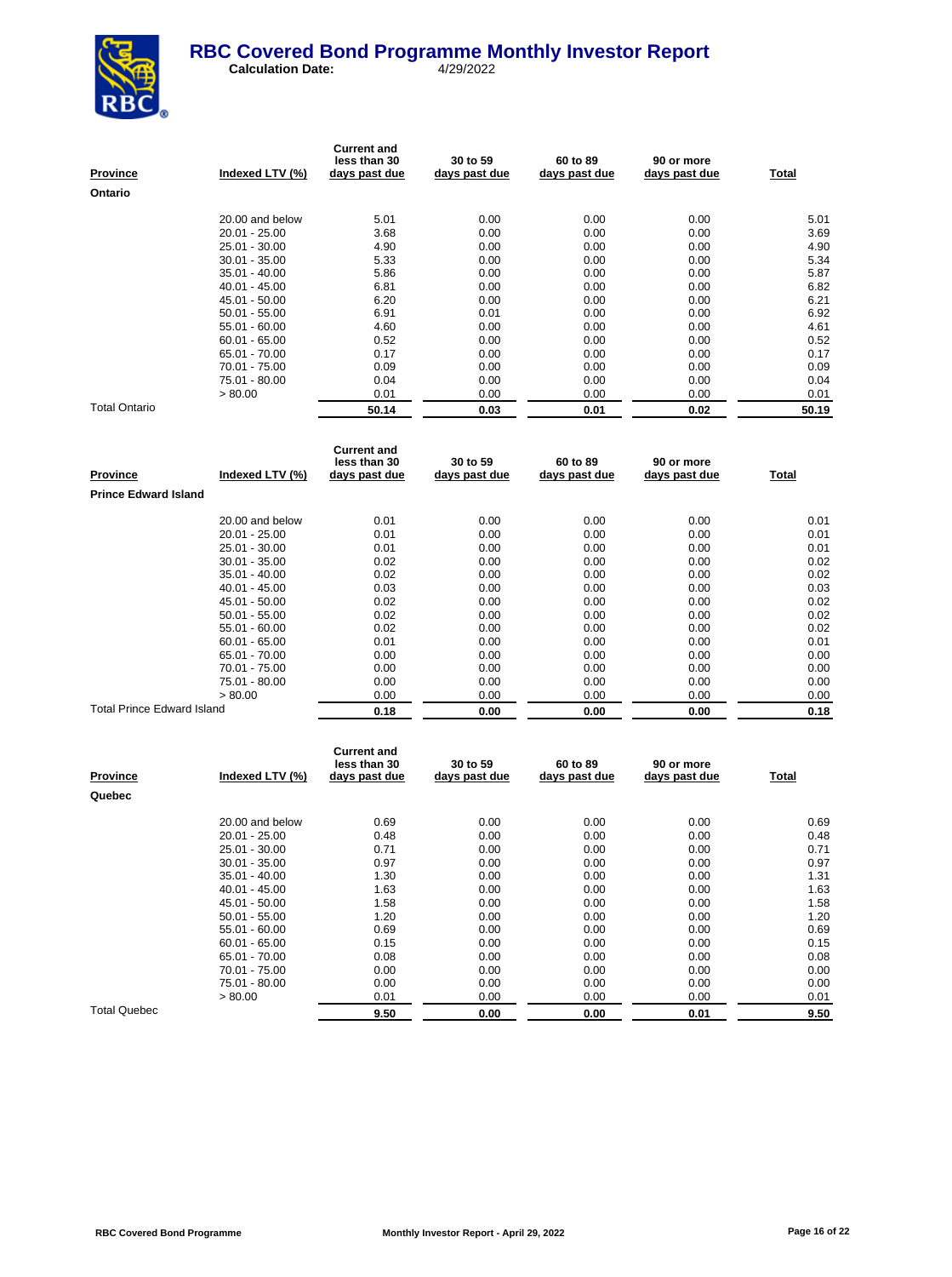# RBC Covered Bond Programme Monthly Investor Report

**Calculation Date:** 4/29/2022

| Province | Indexed LTV (%) | Current and less than 30 days past due | 30 to 59 days past due | 60 to 89 days past due | 90 or more days past due | Total |
|---|---|---|---|---|---|---|
| **Ontario** | | | | | | |
| | 20.00 and below | 5.01 | 0.00 | 0.00 | 0.00 | 5.01 |
| | 20.01 - 25.00 | 3.68 | 0.00 | 0.00 | 0.00 | 3.69 |
| | 25.01 - 30.00 | 4.90 | 0.00 | 0.00 | 0.00 | 4.90 |
| | 30.01 - 35.00 | 5.33 | 0.00 | 0.00 | 0.00 | 5.34 |
| | 35.01 - 40.00 | 5.86 | 0.00 | 0.00 | 0.00 | 5.87 |
| | 40.01 - 45.00 | 6.81 | 0.00 | 0.00 | 0.00 | 6.82 |
| | 45.01 - 50.00 | 6.20 | 0.00 | 0.00 | 0.00 | 6.21 |
| | 50.01 - 55.00 | 6.91 | 0.01 | 0.00 | 0.00 | 6.92 |
| | 55.01 - 60.00 | 4.60 | 0.00 | 0.00 | 0.00 | 4.61 |
| | 60.01 - 65.00 | 0.52 | 0.00 | 0.00 | 0.00 | 0.52 |
| | 65.01 - 70.00 | 0.17 | 0.00 | 0.00 | 0.00 | 0.17 |
| | 70.01 - 75.00 | 0.09 | 0.00 | 0.00 | 0.00 | 0.09 |
| | 75.01 - 80.00 | 0.04 | 0.00 | 0.00 | 0.00 | 0.04 |
| | > 80.00 | 0.01 | 0.00 | 0.00 | 0.00 | 0.01 |
| Total Ontario | | **50.14** | **0.03** | **0.01** | **0.02** | **50.19** |

| Province | Indexed LTV (%) | Current and less than 30 days past due | 30 to 59 days past due | 60 to 89 days past due | 90 or more days past due | Total |
|---|---|---|---|---|---|---|
| **Prince Edward Island** | | | | | | |
| | 20.00 and below | 0.01 | 0.00 | 0.00 | 0.00 | 0.01 |
| | 20.01 - 25.00 | 0.01 | 0.00 | 0.00 | 0.00 | 0.01 |
| | 25.01 - 30.00 | 0.01 | 0.00 | 0.00 | 0.00 | 0.01 |
| | 30.01 - 35.00 | 0.02 | 0.00 | 0.00 | 0.00 | 0.02 |
| | 35.01 - 40.00 | 0.02 | 0.00 | 0.00 | 0.00 | 0.02 |
| | 40.01 - 45.00 | 0.03 | 0.00 | 0.00 | 0.00 | 0.03 |
| | 45.01 - 50.00 | 0.02 | 0.00 | 0.00 | 0.00 | 0.02 |
| | 50.01 - 55.00 | 0.02 | 0.00 | 0.00 | 0.00 | 0.02 |
| | 55.01 - 60.00 | 0.02 | 0.00 | 0.00 | 0.00 | 0.02 |
| | 60.01 - 65.00 | 0.01 | 0.00 | 0.00 | 0.00 | 0.01 |
| | 65.01 - 70.00 | 0.00 | 0.00 | 0.00 | 0.00 | 0.00 |
| | 70.01 - 75.00 | 0.00 | 0.00 | 0.00 | 0.00 | 0.00 |
| | 75.01 - 80.00 | 0.00 | 0.00 | 0.00 | 0.00 | 0.00 |
| | > 80.00 | 0.00 | 0.00 | 0.00 | 0.00 | 0.00 |
| Total Prince Edward Island | | **0.18** | **0.00** | **0.00** | **0.00** | **0.18** |

| Province | Indexed LTV (%) | Current and less than 30 days past due | 30 to 59 days past due | 60 to 89 days past due | 90 or more days past due | Total |
|---|---|---|---|---|---|---|
| **Quebec** | | | | | | |
| | 20.00 and below | 0.69 | 0.00 | 0.00 | 0.00 | 0.69 |
| | 20.01 - 25.00 | 0.48 | 0.00 | 0.00 | 0.00 | 0.48 |
| | 25.01 - 30.00 | 0.71 | 0.00 | 0.00 | 0.00 | 0.71 |
| | 30.01 - 35.00 | 0.97 | 0.00 | 0.00 | 0.00 | 0.97 |
| | 35.01 - 40.00 | 1.30 | 0.00 | 0.00 | 0.00 | 1.31 |
| | 40.01 - 45.00 | 1.63 | 0.00 | 0.00 | 0.00 | 1.63 |
| | 45.01 - 50.00 | 1.58 | 0.00 | 0.00 | 0.00 | 1.58 |
| | 50.01 - 55.00 | 1.20 | 0.00 | 0.00 | 0.00 | 1.20 |
| | 55.01 - 60.00 | 0.69 | 0.00 | 0.00 | 0.00 | 0.69 |
| | 60.01 - 65.00 | 0.15 | 0.00 | 0.00 | 0.00 | 0.15 |
| | 65.01 - 70.00 | 0.08 | 0.00 | 0.00 | 0.00 | 0.08 |
| | 70.01 - 75.00 | 0.00 | 0.00 | 0.00 | 0.00 | 0.00 |
| | 75.01 - 80.00 | 0.00 | 0.00 | 0.00 | 0.00 | 0.00 |
| | > 80.00 | 0.01 | 0.00 | 0.00 | 0.00 | 0.01 |
| Total Quebec | | **9.50** | **0.00** | **0.00** | **0.01** | **9.50** |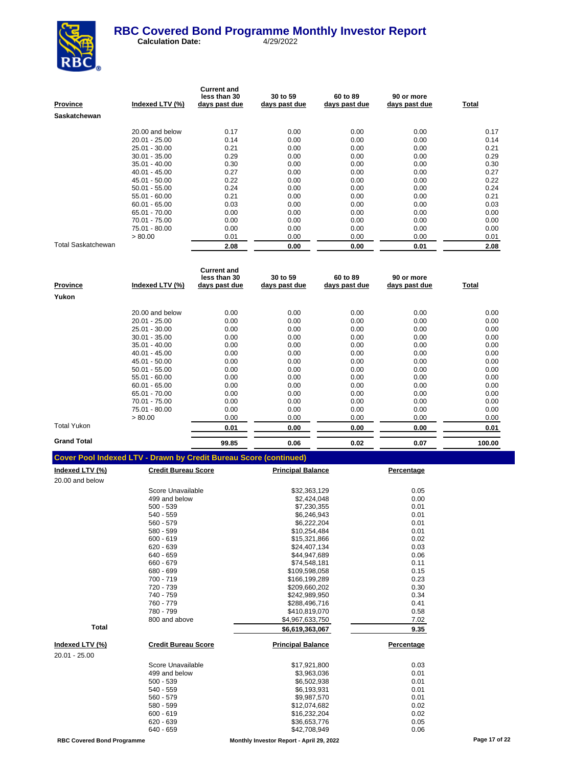| Province | Indexed LTV (%) | Current and less than 30 days past due | 30 to 59 days past due | 60 to 89 days past due | 90 or more days past due | Total |
|---|---|---|---|---|---|---|
| **Saskatchewan** | | | | | | |
| | 20.00 and below | 0.17 | 0.00 | 0.00 | 0.00 | 0.17 |
| | 20.01 - 25.00 | 0.14 | 0.00 | 0.00 | 0.00 | 0.14 |
| | 25.01 - 30.00 | 0.21 | 0.00 | 0.00 | 0.00 | 0.21 |
| | 30.01 - 35.00 | 0.29 | 0.00 | 0.00 | 0.00 | 0.29 |
| | 35.01 - 40.00 | 0.30 | 0.00 | 0.00 | 0.00 | 0.30 |
| | 40.01 - 45.00 | 0.27 | 0.00 | 0.00 | 0.00 | 0.27 |
| | 45.01 - 50.00 | 0.22 | 0.00 | 0.00 | 0.00 | 0.22 |
| | 50.01 - 55.00 | 0.24 | 0.00 | 0.00 | 0.00 | 0.24 |
| | 55.01 - 60.00 | 0.21 | 0.00 | 0.00 | 0.00 | 0.21 |
| | 60.01 - 65.00 | 0.03 | 0.00 | 0.00 | 0.00 | 0.03 |
| | 65.01 - 70.00 | 0.00 | 0.00 | 0.00 | 0.00 | 0.00 |
| | 70.01 - 75.00 | 0.00 | 0.00 | 0.00 | 0.00 | 0.00 |
| | 75.01 - 80.00 | 0.00 | 0.00 | 0.00 | 0.00 | 0.00 |
| | > 80.00 | 0.01 | 0.00 | 0.00 | 0.00 | 0.01 |
| Total Saskatchewan | | **2.08** | **0.00** | **0.00** | **0.01** | **2.08** |

| Province | Indexed LTV (%) | Current and less than 30 days past due | 30 to 59 days past due | 60 to 89 days past due | 90 or more days past due | Total |
|---|---|---|---|---|---|---|
| **Yukon** | | | | | | |
| | 20.00 and below | 0.00 | 0.00 | 0.00 | 0.00 | 0.00 |
| | 20.01 - 25.00 | 0.00 | 0.00 | 0.00 | 0.00 | 0.00 |
| | 25.01 - 30.00 | 0.00 | 0.00 | 0.00 | 0.00 | 0.00 |
| | 30.01 - 35.00 | 0.00 | 0.00 | 0.00 | 0.00 | 0.00 |
| | 35.01 - 40.00 | 0.00 | 0.00 | 0.00 | 0.00 | 0.00 |
| | 40.01 - 45.00 | 0.00 | 0.00 | 0.00 | 0.00 | 0.00 |
| | 45.01 - 50.00 | 0.00 | 0.00 | 0.00 | 0.00 | 0.00 |
| | 50.01 - 55.00 | 0.00 | 0.00 | 0.00 | 0.00 | 0.00 |
| | 55.01 - 60.00 | 0.00 | 0.00 | 0.00 | 0.00 | 0.00 |
| | 60.01 - 65.00 | 0.00 | 0.00 | 0.00 | 0.00 | 0.00 |
| | 65.01 - 70.00 | 0.00 | 0.00 | 0.00 | 0.00 | 0.00 |
| | 70.01 - 75.00 | 0.00 | 0.00 | 0.00 | 0.00 | 0.00 |
| | 75.01 - 80.00 | 0.00 | 0.00 | 0.00 | 0.00 | 0.00 |
| | > 80.00 | 0.00 | 0.00 | 0.00 | 0.00 | 0.00 |
| Total Yukon | | **0.01** | **0.00** | **0.00** | **0.00** | **0.01** |
| **Grand Total** | | **99.85** | **0.06** | **0.02** | **0.07** | **100.00** |

## Cover Pool Indexed LTV - Drawn by Credit Bureau Score (continued)

| Indexed LTV (%) | Credit Bureau Score | Principal Balance | Percentage |
|---|---|---|---|
| 20.00 and below | | | |
| | Score Unavailable | $32,363,129 | 0.05 |
| | 499 and below | $2,424,048 | 0.00 |
| | 500 - 539 | $7,230,355 | 0.01 |
| | 540 - 559 | $6,246,943 | 0.01 |
| | 560 - 579 | $6,222,204 | 0.01 |
| | 580 - 599 | $10,254,484 | 0.01 |
| | 600 - 619 | $15,321,866 | 0.02 |
| | 620 - 639 | $24,407,134 | 0.03 |
| | 640 - 659 | $44,947,689 | 0.06 |
| | 660 - 679 | $74,548,181 | 0.11 |
| | 680 - 699 | $109,598,058 | 0.15 |
| | 700 - 719 | $166,199,289 | 0.23 |
| | 720 - 739 | $209,660,202 | 0.30 |
| | 740 - 759 | $242,989,950 | 0.34 |
| | 760 - 779 | $288,496,716 | 0.41 |
| | 780 - 799 | $410,819,070 | 0.58 |
| | 800 and above | $4,967,633,750 | 7.02 |
| **Total** | | **$6,619,363,067** | **9.35** |

| Indexed LTV (%) | Credit Bureau Score | Principal Balance | Percentage |
|---|---|---|---|
| 20.01 - 25.00 | | | |
| | Score Unavailable | $17,921,800 | 0.03 |
| | 499 and below | $3,963,036 | 0.01 |
| | 500 - 539 | $6,502,938 | 0.01 |
| | 540 - 559 | $6,193,931 | 0.01 |
| | 560 - 579 | $9,987,570 | 0.01 |
| | 580 - 599 | $12,074,682 | 0.02 |
| | 600 - 619 | $16,232,204 | 0.02 |
| | 620 - 639 | $36,653,776 | 0.05 |
| | 640 - 659 | $42,708,949 | 0.06 |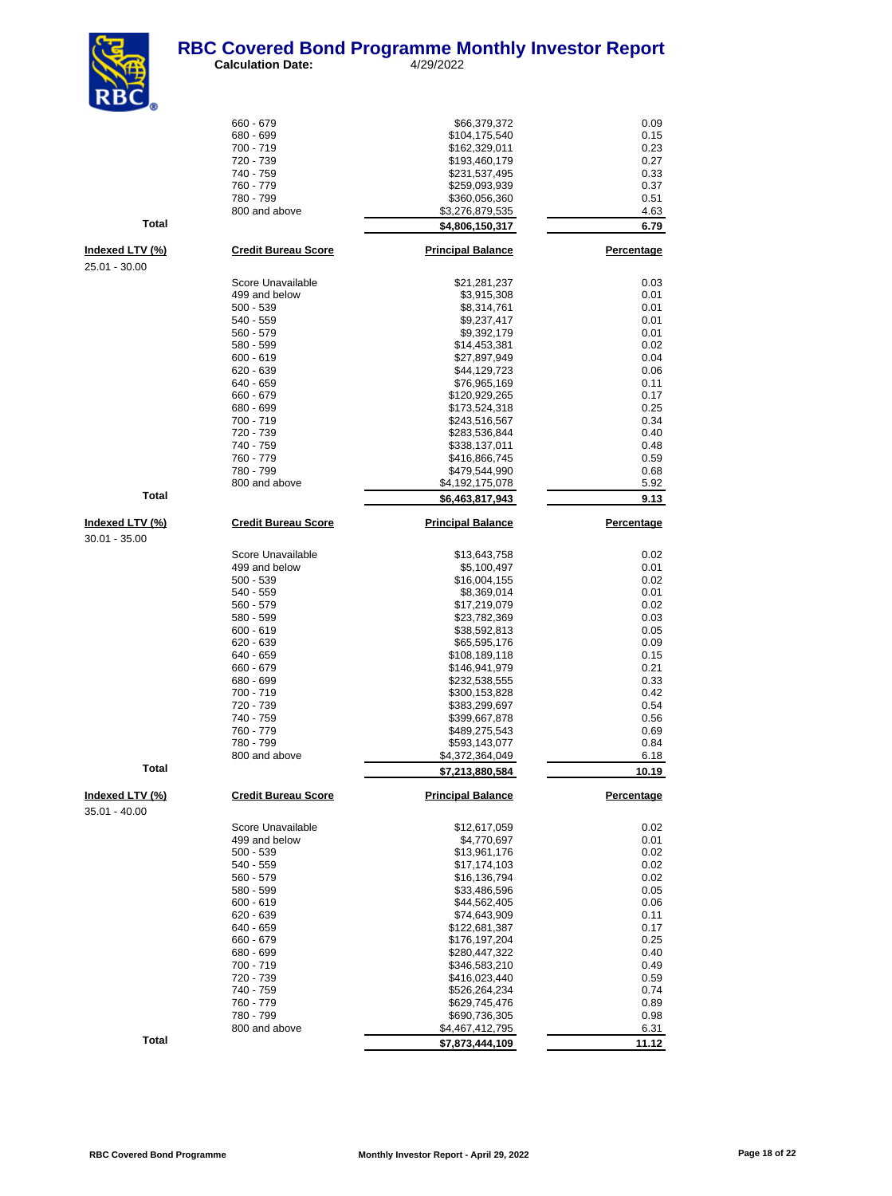| Indexed LTV (%) | Credit Bureau Score | Principal Balance | Percentage |
|---|---|---|---|
| | 660 - 679 | $66,379,372 | 0.09 |
| | 680 - 699 | $104,175,540 | 0.15 |
| | 700 - 719 | $162,329,011 | 0.23 |
| | 720 - 739 | $193,460,179 | 0.27 |
| | 740 - 759 | $231,537,495 | 0.33 |
| | 760 - 779 | $259,093,939 | 0.37 |
| | 780 - 799 | $360,056,360 | 0.51 |
| | 800 and above | $3,276,879,535 | 4.63 |
| **Total** | | **$4,806,150,317** | **6.79** |

| Indexed LTV (%) | Credit Bureau Score | Principal Balance | Percentage |
|---|---|---|---|
| 25.01 - 30.00 | | | |
| | Score Unavailable | $21,281,237 | 0.03 |
| | 499 and below | $3,915,308 | 0.01 |
| | 500 - 539 | $8,314,761 | 0.01 |
| | 540 - 559 | $9,237,417 | 0.01 |
| | 560 - 579 | $9,392,179 | 0.01 |
| | 580 - 599 | $14,453,381 | 0.02 |
| | 600 - 619 | $27,897,949 | 0.04 |
| | 620 - 639 | $44,129,723 | 0.06 |
| | 640 - 659 | $76,965,169 | 0.11 |
| | 660 - 679 | $120,929,265 | 0.17 |
| | 680 - 699 | $173,524,318 | 0.25 |
| | 700 - 719 | $243,516,567 | 0.34 |
| | 720 - 739 | $283,536,844 | 0.40 |
| | 740 - 759 | $338,137,011 | 0.48 |
| | 760 - 779 | $416,866,745 | 0.59 |
| | 780 - 799 | $479,544,990 | 0.68 |
| | 800 and above | $4,192,175,078 | 5.92 |
| **Total** | | **$6,463,817,943** | **9.13** |

| Indexed LTV (%) | Credit Bureau Score | Principal Balance | Percentage |
|---|---|---|---|
| 30.01 - 35.00 | | | |
| | Score Unavailable | $13,643,758 | 0.02 |
| | 499 and below | $5,100,497 | 0.01 |
| | 500 - 539 | $16,004,155 | 0.02 |
| | 540 - 559 | $8,369,014 | 0.01 |
| | 560 - 579 | $17,219,079 | 0.02 |
| | 580 - 599 | $23,782,369 | 0.03 |
| | 600 - 619 | $38,592,813 | 0.05 |
| | 620 - 639 | $65,595,176 | 0.09 |
| | 640 - 659 | $108,189,118 | 0.15 |
| | 660 - 679 | $146,941,979 | 0.21 |
| | 680 - 699 | $232,538,555 | 0.33 |
| | 700 - 719 | $300,153,828 | 0.42 |
| | 720 - 739 | $383,299,697 | 0.54 |
| | 740 - 759 | $399,667,878 | 0.56 |
| | 760 - 779 | $489,275,543 | 0.69 |
| | 780 - 799 | $593,143,077 | 0.84 |
| | 800 and above | $4,372,364,049 | 6.18 |
| **Total** | | **$7,213,880,584** | **10.19** |

| Indexed LTV (%) | Credit Bureau Score | Principal Balance | Percentage |
|---|---|---|---|
| 35.01 - 40.00 | | | |
| | Score Unavailable | $12,617,059 | 0.02 |
| | 499 and below | $4,770,697 | 0.01 |
| | 500 - 539 | $13,961,176 | 0.02 |
| | 540 - 559 | $17,174,103 | 0.02 |
| | 560 - 579 | $16,136,794 | 0.02 |
| | 580 - 599 | $33,486,596 | 0.05 |
| | 600 - 619 | $44,562,405 | 0.06 |
| | 620 - 639 | $74,643,909 | 0.11 |
| | 640 - 659 | $122,681,387 | 0.17 |
| | 660 - 679 | $176,197,204 | 0.25 |
| | 680 - 699 | $280,447,322 | 0.40 |
| | 700 - 719 | $346,583,210 | 0.49 |
| | 720 - 739 | $416,023,440 | 0.59 |
| | 740 - 759 | $526,264,234 | 0.74 |
| | 760 - 779 | $629,745,476 | 0.89 |
| | 780 - 799 | $690,736,305 | 0.98 |
| | 800 and above | $4,467,412,795 | 6.31 |
| **Total** | | **$7,873,444,109** | **11.12** |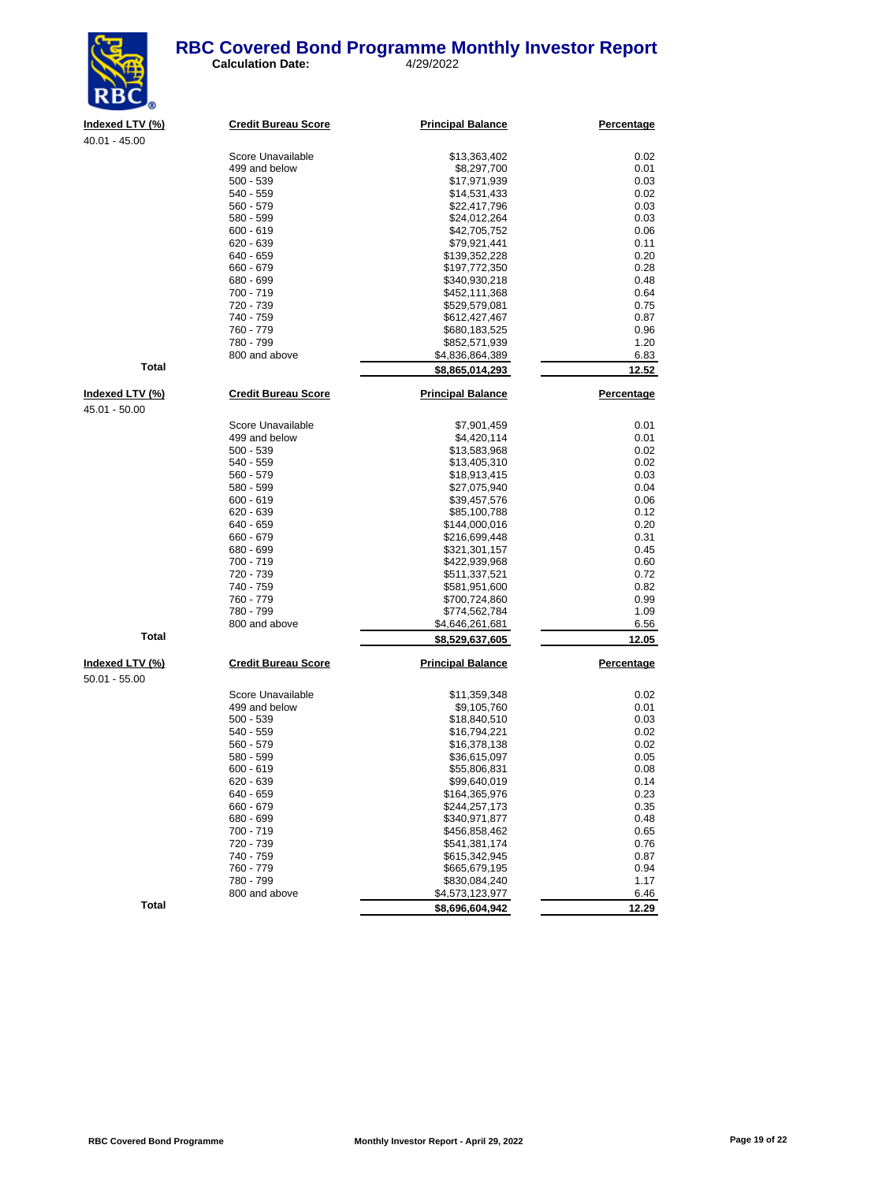# RBC Covered Bond Programme Monthly Investor Report

**Calculation Date:** 4/29/2022

| Indexed LTV (%) | Credit Bureau Score | Principal Balance | Percentage |
|---|---|---|---|
| 40.01 - 45.00 | | | |
| | Score Unavailable | $13,363,402 | 0.02 |
| | 499 and below | $8,297,700 | 0.01 |
| | 500 - 539 | $17,971,939 | 0.03 |
| | 540 - 559 | $14,531,433 | 0.02 |
| | 560 - 579 | $22,417,796 | 0.03 |
| | 580 - 599 | $24,012,264 | 0.03 |
| | 600 - 619 | $42,705,752 | 0.06 |
| | 620 - 639 | $79,921,441 | 0.11 |
| | 640 - 659 | $139,352,228 | 0.20 |
| | 660 - 679 | $197,772,350 | 0.28 |
| | 680 - 699 | $340,930,218 | 0.48 |
| | 700 - 719 | $452,111,368 | 0.64 |
| | 720 - 739 | $529,579,081 | 0.75 |
| | 740 - 759 | $612,427,467 | 0.87 |
| | 760 - 779 | $680,183,525 | 0.96 |
| | 780 - 799 | $852,571,939 | 1.20 |
| | 800 and above | $4,836,864,389 | 6.83 |
| **Total** | | **$8,865,014,293** | **12.52** |

| Indexed LTV (%) | Credit Bureau Score | Principal Balance | Percentage |
|---|---|---|---|
| 45.01 - 50.00 | | | |
| | Score Unavailable | $7,901,459 | 0.01 |
| | 499 and below | $4,420,114 | 0.01 |
| | 500 - 539 | $13,583,968 | 0.02 |
| | 540 - 559 | $13,405,310 | 0.02 |
| | 560 - 579 | $18,913,415 | 0.03 |
| | 580 - 599 | $27,075,940 | 0.04 |
| | 600 - 619 | $39,457,576 | 0.06 |
| | 620 - 639 | $85,100,788 | 0.12 |
| | 640 - 659 | $144,000,016 | 0.20 |
| | 660 - 679 | $216,699,448 | 0.31 |
| | 680 - 699 | $321,301,157 | 0.45 |
| | 700 - 719 | $422,939,968 | 0.60 |
| | 720 - 739 | $511,337,521 | 0.72 |
| | 740 - 759 | $581,951,600 | 0.82 |
| | 760 - 779 | $700,724,860 | 0.99 |
| | 780 - 799 | $774,562,784 | 1.09 |
| | 800 and above | $4,646,261,681 | 6.56 |
| **Total** | | **$8,529,637,605** | **12.05** |

| Indexed LTV (%) | Credit Bureau Score | Principal Balance | Percentage |
|---|---|---|---|
| 50.01 - 55.00 | | | |
| | Score Unavailable | $11,359,348 | 0.02 |
| | 499 and below | $9,105,760 | 0.01 |
| | 500 - 539 | $18,840,510 | 0.03 |
| | 540 - 559 | $16,794,221 | 0.02 |
| | 560 - 579 | $16,378,138 | 0.02 |
| | 580 - 599 | $36,615,097 | 0.05 |
| | 600 - 619 | $55,806,831 | 0.08 |
| | 620 - 639 | $99,640,019 | 0.14 |
| | 640 - 659 | $164,365,976 | 0.23 |
| | 660 - 679 | $244,257,173 | 0.35 |
| | 680 - 699 | $340,971,877 | 0.48 |
| | 700 - 719 | $456,858,462 | 0.65 |
| | 720 - 739 | $541,381,174 | 0.76 |
| | 740 - 759 | $615,342,945 | 0.87 |
| | 760 - 779 | $665,679,195 | 0.94 |
| | 780 - 799 | $830,084,240 | 1.17 |
| | 800 and above | $4,573,123,977 | 6.46 |
| **Total** | | **$8,696,604,942** | **12.29** |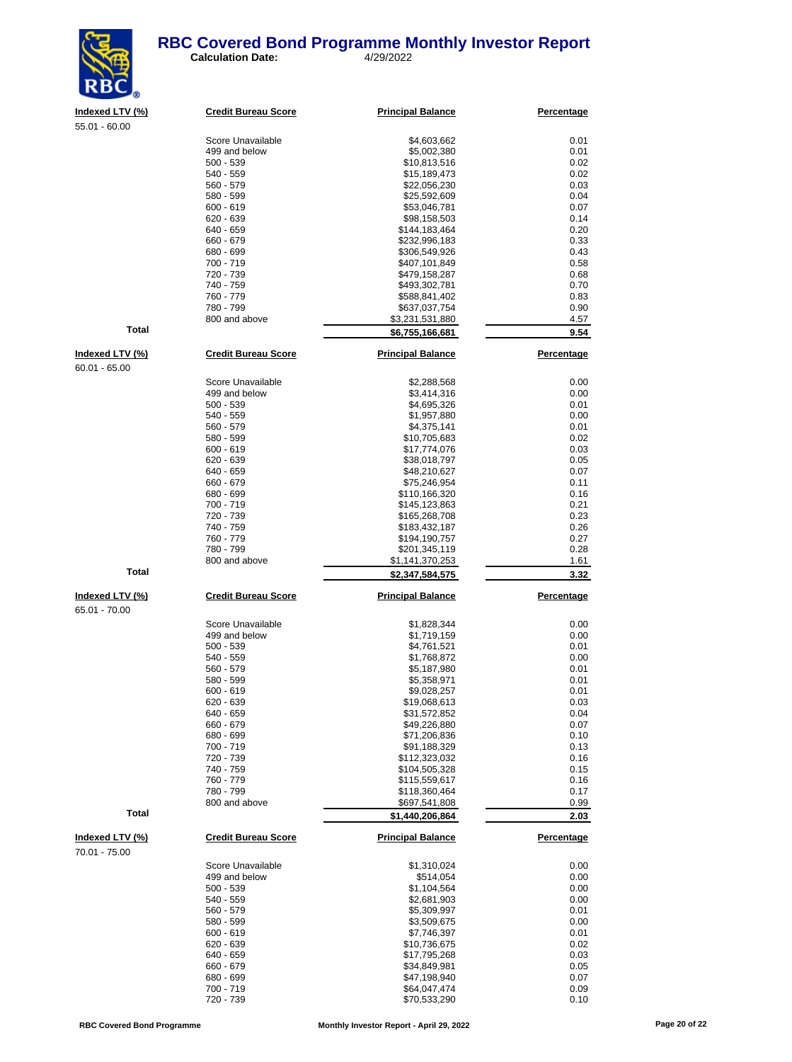# RBC Covered Bond Programme Monthly Investor Report

**Calculation Date:** 4/29/2022

| Indexed LTV (%) | Credit Bureau Score | Principal Balance | Percentage |
|---|---|---|---|
| 55.01 - 60.00 | | | |
| | Score Unavailable | $4,603,662 | 0.01 |
| | 499 and below | $5,002,380 | 0.01 |
| | 500 - 539 | $10,813,516 | 0.02 |
| | 540 - 559 | $15,189,473 | 0.02 |
| | 560 - 579 | $22,056,230 | 0.03 |
| | 580 - 599 | $25,592,609 | 0.04 |
| | 600 - 619 | $53,046,781 | 0.07 |
| | 620 - 639 | $98,158,503 | 0.14 |
| | 640 - 659 | $144,183,464 | 0.20 |
| | 660 - 679 | $232,996,183 | 0.33 |
| | 680 - 699 | $306,549,926 | 0.43 |
| | 700 - 719 | $407,101,849 | 0.58 |
| | 720 - 739 | $479,158,287 | 0.68 |
| | 740 - 759 | $493,302,781 | 0.70 |
| | 760 - 779 | $588,841,402 | 0.83 |
| | 780 - 799 | $637,037,754 | 0.90 |
| | 800 and above | $3,231,531,880 | 4.57 |
| **Total** | | **$6,755,166,681** | **9.54** |

| Indexed LTV (%) | Credit Bureau Score | Principal Balance | Percentage |
|---|---|---|---|
| 60.01 - 65.00 | | | |
| | Score Unavailable | $2,288,568 | 0.00 |
| | 499 and below | $3,414,316 | 0.00 |
| | 500 - 539 | $4,695,326 | 0.01 |
| | 540 - 559 | $1,957,880 | 0.00 |
| | 560 - 579 | $4,375,141 | 0.01 |
| | 580 - 599 | $10,705,683 | 0.02 |
| | 600 - 619 | $17,774,076 | 0.03 |
| | 620 - 639 | $38,018,797 | 0.05 |
| | 640 - 659 | $48,210,627 | 0.07 |
| | 660 - 679 | $75,246,954 | 0.11 |
| | 680 - 699 | $110,166,320 | 0.16 |
| | 700 - 719 | $145,123,863 | 0.21 |
| | 720 - 739 | $165,268,708 | 0.23 |
| | 740 - 759 | $183,432,187 | 0.26 |
| | 760 - 779 | $194,190,757 | 0.27 |
| | 780 - 799 | $201,345,119 | 0.28 |
| | 800 and above | $1,141,370,253 | 1.61 |
| **Total** | | **$2,347,584,575** | **3.32** |

| Indexed LTV (%) | Credit Bureau Score | Principal Balance | Percentage |
|---|---|---|---|
| 65.01 - 70.00 | | | |
| | Score Unavailable | $1,828,344 | 0.00 |
| | 499 and below | $1,719,159 | 0.00 |
| | 500 - 539 | $4,761,521 | 0.01 |
| | 540 - 559 | $1,768,872 | 0.00 |
| | 560 - 579 | $5,187,980 | 0.01 |
| | 580 - 599 | $5,358,971 | 0.01 |
| | 600 - 619 | $9,028,257 | 0.01 |
| | 620 - 639 | $19,068,613 | 0.03 |
| | 640 - 659 | $31,572,852 | 0.04 |
| | 660 - 679 | $49,226,880 | 0.07 |
| | 680 - 699 | $71,206,836 | 0.10 |
| | 700 - 719 | $91,188,329 | 0.13 |
| | 720 - 739 | $112,323,032 | 0.16 |
| | 740 - 759 | $104,505,328 | 0.15 |
| | 760 - 779 | $115,559,617 | 0.16 |
| | 780 - 799 | $118,360,464 | 0.17 |
| | 800 and above | $697,541,808 | 0.99 |
| **Total** | | **$1,440,206,864** | **2.03** |

| Indexed LTV (%) | Credit Bureau Score | Principal Balance | Percentage |
|---|---|---|---|
| 70.01 - 75.00 | | | |
| | Score Unavailable | $1,310,024 | 0.00 |
| | 499 and below | $514,054 | 0.00 |
| | 500 - 539 | $1,104,564 | 0.00 |
| | 540 - 559 | $2,681,903 | 0.00 |
| | 560 - 579 | $5,309,997 | 0.01 |
| | 580 - 599 | $3,509,675 | 0.00 |
| | 600 - 619 | $7,746,397 | 0.01 |
| | 620 - 639 | $10,736,675 | 0.02 |
| | 640 - 659 | $17,795,268 | 0.03 |
| | 660 - 679 | $34,849,981 | 0.05 |
| | 680 - 699 | $47,198,940 | 0.07 |
| | 700 - 719 | $64,047,474 | 0.09 |
| | 720 - 739 | $70,533,290 | 0.10 |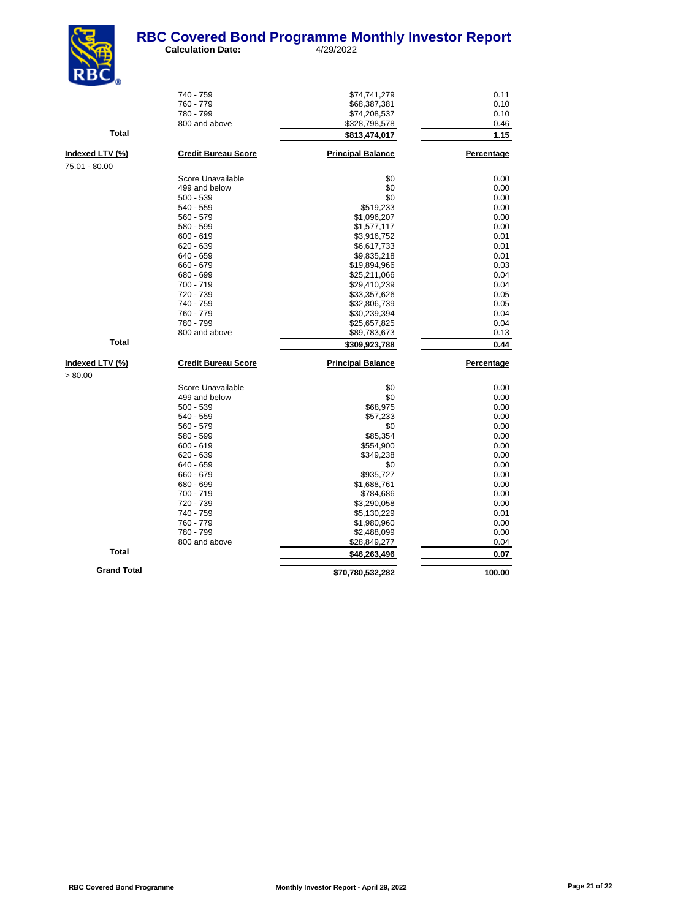# RBC Covered Bond Programme Monthly Investor Report

**Calculation Date:** 4/29/2022

| | | | |
|---|---|---|---|
| | 740 - 759 | $74,741,279 | 0.11 |
| | 760 - 779 | $68,387,381 | 0.10 |
| | 780 - 799 | $74,208,537 | 0.10 |
| | 800 and above | $328,798,578 | 0.46 |
| **Total** | | **$813,474,017** | **1.15** |

| Indexed LTV (%) | Credit Bureau Score | Principal Balance | Percentage |
|---|---|---|---|
| 75.01 - 80.00 | | | |
| | Score Unavailable | $0 | 0.00 |
| | 499 and below | $0 | 0.00 |
| | 500 - 539 | $0 | 0.00 |
| | 540 - 559 | $519,233 | 0.00 |
| | 560 - 579 | $1,096,207 | 0.00 |
| | 580 - 599 | $1,577,117 | 0.00 |
| | 600 - 619 | $3,916,752 | 0.01 |
| | 620 - 639 | $6,617,733 | 0.01 |
| | 640 - 659 | $9,835,218 | 0.01 |
| | 660 - 679 | $19,894,966 | 0.03 |
| | 680 - 699 | $25,211,066 | 0.04 |
| | 700 - 719 | $29,410,239 | 0.04 |
| | 720 - 739 | $33,357,626 | 0.05 |
| | 740 - 759 | $32,806,739 | 0.05 |
| | 760 - 779 | $30,239,394 | 0.04 |
| | 780 - 799 | $25,657,825 | 0.04 |
| | 800 and above | $89,783,673 | 0.13 |
| **Total** | | **$309,923,788** | **0.44** |

| Indexed LTV (%) | Credit Bureau Score | Principal Balance | Percentage |
|---|---|---|---|
| > 80.00 | | | |
| | Score Unavailable | $0 | 0.00 |
| | 499 and below | $0 | 0.00 |
| | 500 - 539 | $68,975 | 0.00 |
| | 540 - 559 | $57,233 | 0.00 |
| | 560 - 579 | $0 | 0.00 |
| | 580 - 599 | $85,354 | 0.00 |
| | 600 - 619 | $554,900 | 0.00 |
| | 620 - 639 | $349,238 | 0.00 |
| | 640 - 659 | $0 | 0.00 |
| | 660 - 679 | $935,727 | 0.00 |
| | 680 - 699 | $1,688,761 | 0.00 |
| | 700 - 719 | $784,686 | 0.00 |
| | 720 - 739 | $3,290,058 | 0.00 |
| | 740 - 759 | $5,130,229 | 0.01 |
| | 760 - 779 | $1,980,960 | 0.00 |
| | 780 - 799 | $2,488,099 | 0.00 |
| | 800 and above | $28,849,277 | 0.04 |
| **Total** | | **$46,263,496** | **0.07** |
| **Grand Total** | | **$70,780,532,282** | **100.00** |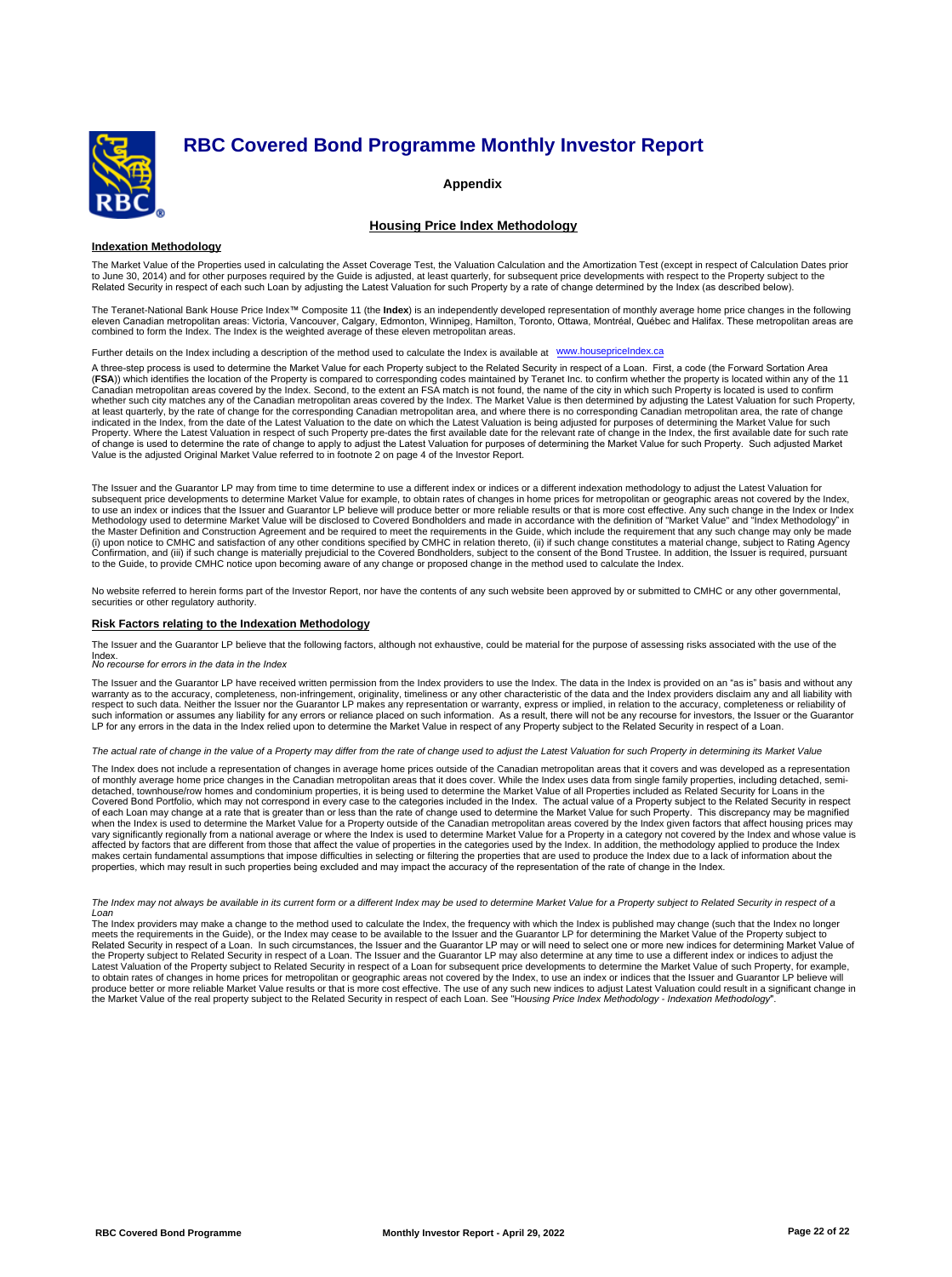# RBC Covered Bond Programme Monthly Investor Report

**Appendix**

## Housing Price Index Methodology

### Indexation Methodology

The Market Value of the Properties used in calculating the Asset Coverage Test, the Valuation Calculation and the Amortization Test (except in respect of Calculation Dates prior to June 30, 2014) and for other purposes required by the Guide is adjusted, at least quarterly, for subsequent price developments with respect to the Property subject to the Related Security in respect of each such Loan by adjusting the Latest Valuation for such Property by a rate of change determined by the Index (as described below).

The Teranet-National Bank House Price Index™ Composite 11 (the **Index**) is an independently developed representation of monthly average home price changes in the following eleven Canadian metropolitan areas: Victoria, Vancouver, Calgary, Edmonton, Winnipeg, Hamilton, Toronto, Ottawa, Montréal, Québec and Halifax. These metropolitan areas are combined to form the Index. The Index is the weighted average of these eleven metropolitan areas.

Further details on the Index including a description of the method used to calculate the Index is available at www.housepriceIndex.ca

A three-step process is used to determine the Market Value for each Property subject to the Related Security in respect of a Loan. First, a code (the Forward Sortation Area (**FSA**)) which identifies the location of the Property is compared to corresponding codes maintained by Teranet Inc. to confirm whether the property is located within any of the 11 Canadian metropolitan areas covered by the Index. Second, to the extent an FSA match is not found, the name of the city in which such Property is located is used to confirm whether such city matches any of the Canadian metropolitan areas covered by the Index. The Market Value is then determined by adjusting the Latest Valuation for such Property, at least quarterly, by the rate of change for the corresponding Canadian metropolitan area, and where there is no corresponding Canadian metropolitan area, the rate of change indicated in the Index, from the date of the Latest Valuation to the date on which the Latest Valuation is being adjusted for purposes of determining the Market Value for such Property. Where the Latest Valuation in respect of such Property pre-dates the first available date for the relevant rate of change in the Index, the first available date for such rate of change is used to determine the rate of change to apply to adjust the Latest Valuation for purposes of determining the Market Value for such Property. Such adjusted Market Value is the adjusted Original Market Value referred to in footnote 2 on page 4 of the Investor Report.

The Issuer and the Guarantor LP may from time to time determine to use a different index or indices or a different indexation methodology to adjust the Latest Valuation for subsequent price developments to determine Market Value for example, to obtain rates of changes in home prices for metropolitan or geographic areas not covered by the Index, to use an index or indices that the Issuer and Guarantor LP believe will produce better or more reliable results or that is more cost effective. Any such change in the Index or Index Methodology used to determine Market Value will be disclosed to Covered Bondholders and made in accordance with the definition of "Market Value" and "Index Methodology" in the Master Definition and Construction Agreement and be required to meet the requirements in the Guide, which include the requirement that any such change may only be made (i) upon notice to CMHC and satisfaction of any other conditions specified by CMHC in relation thereto, (ii) if such change constitutes a material change, subject to Rating Agency Confirmation, and (iii) if such change is materially prejudicial to the Covered Bondholders, subject to the consent of the Bond Trustee. In addition, the Issuer is required, pursuant to the Guide, to provide CMHC notice upon becoming aware of any change or proposed change in the method used to calculate the Index.

No website referred to herein forms part of the Investor Report, nor have the contents of any such website been approved by or submitted to CMHC or any other governmental, securities or other regulatory authority.

### Risk Factors relating to the Indexation Methodology

The Issuer and the Guarantor LP believe that the following factors, although not exhaustive, could be material for the purpose of assessing risks associated with the use of the Index.

*No recourse for errors in the data in the Index*

The Issuer and the Guarantor LP have received written permission from the Index providers to use the Index. The data in the Index is provided on an "as is" basis and without any warranty as to the accuracy, completeness, non-infringement, originality, timeliness or any other characteristic of the data and the Index providers disclaim any and all liability with respect to such data. Neither the Issuer nor the Guarantor LP makes any representation or warranty, express or implied, in relation to the accuracy, completeness or reliability of such information or assumes any liability for any errors or reliance placed on such information. As a result, there will not be any recourse for investors, the Issuer or the Guarantor LP for any errors in the data in the Index relied upon to determine the Market Value in respect of any Property subject to the Related Security in respect of a Loan.

*The actual rate of change in the value of a Property may differ from the rate of change used to adjust the Latest Valuation for such Property in determining its Market Value*

The Index does not include a representation of changes in average home prices outside of the Canadian metropolitan areas that it covers and was developed as a representation of monthly average home price changes in the Canadian metropolitan areas that it does cover. While the Index uses data from single family properties, including detached, semi-detached, townhouse/row homes and condominium properties, it is being used to determine the Market Value of all Properties included as Related Security for Loans in the Covered Bond Portfolio, which may not correspond in every case to the categories included in the Index. The actual value of a Property subject to the Related Security in respect of each Loan may change at a rate that is greater than or less than the rate of change used to determine the Market Value for such Property. This discrepancy may be magnified when the Index is used to determine the Market Value for a Property outside of the Canadian metropolitan areas covered by the Index given factors that affect housing prices may vary significantly regionally from a national average or where the Index is used to determine Market Value for a Property in a category not covered by the Index and whose value is affected by factors that are different from those that affect the value of properties in the categories used by the Index. In addition, the methodology applied to produce the Index makes certain fundamental assumptions that impose difficulties in selecting or filtering the properties that are used to produce the Index due to a lack of information about the properties, which may result in such properties being excluded and may impact the accuracy of the representation of the rate of change in the Index.

*The Index may not always be available in its current form or a different Index may be used to determine Market Value for a Property subject to Related Security in respect of a Loan*

The Index providers may make a change to the method used to calculate the Index, the frequency with which the Index is published may change (such that the Index no longer meets the requirements in the Guide), or the Index may cease to be available to the Issuer and the Guarantor LP for determining the Market Value of the Property subject to Related Security in respect of a Loan. In such circumstances, the Issuer and the Guarantor LP may or will need to select one or more new indices for determining Market Value of the Property subject to Related Security in respect of a Loan. The Issuer and the Guarantor LP may also determine at any time to use a different index or indices to adjust the Latest Valuation of the Property subject to Related Security in respect of a Loan for subsequent price developments to determine the Market Value of such Property, for example, to obtain rates of changes in home prices for metropolitan or geographic areas not covered by the Index, to use an index or indices that the Issuer and Guarantor LP believe will produce better or more reliable Market Value results or that is more cost effective. The use of any such new indices to adjust Latest Valuation could result in a significant change in the Market Value of the real property subject to the Related Security in respect of each Loan. See "*Housing Price Index Methodology - Indexation Methodology*".